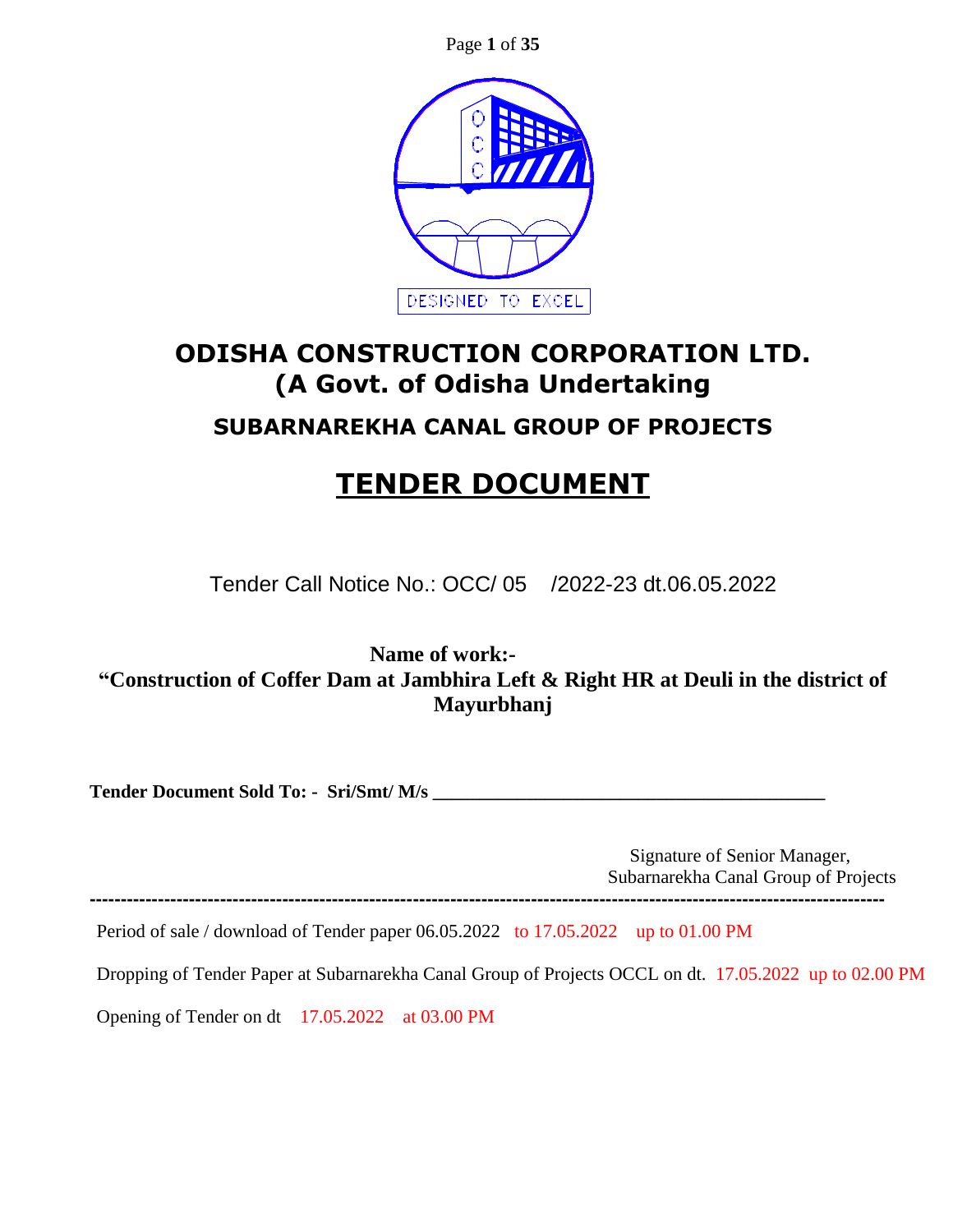DESIGNED TO EXCEL

# ODISHA CONSTRUCTION CORPORATION LTD.
# (A Govt. of Odisha Undertaking

## SUBARNAREKHA CANAL GROUP OF PROJECTS

# TENDER DOCUMENT

Tender Call Notice No.: OCC/ 05 /2022-23 dt.06.05.2022

**Name of work:-**
**"Construction of Coffer Dam at Jambhira Left & Right HR at Deuli in the district of Mayurbhanj**

**Tender Document Sold To: - Sri/Smt/ M/s \_\_\_\_\_\_\_\_\_\_\_\_\_\_\_\_\_\_\_\_\_\_\_\_\_\_\_\_\_\_\_\_\_\_\_\_\_\_\_\_**

Signature of Senior Manager,
Subarnarekha Canal Group of Projects

---

Period of sale / download of Tender paper 06.05.2022 to 17.05.2022 up to 01.00 PM

Dropping of Tender Paper at Subarnarekha Canal Group of Projects OCCL on dt. 17.05.2022 up to 02.00 PM

Opening of Tender on dt 17.05.2022 at 03.00 PM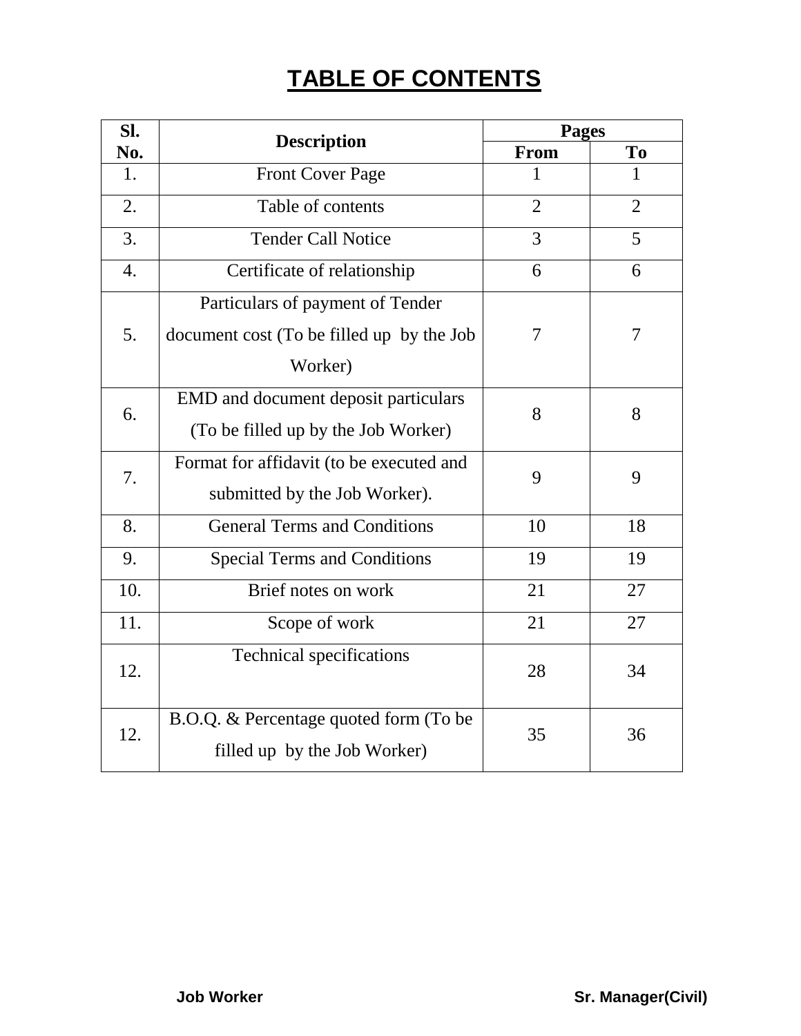# TABLE OF CONTENTS

| Sl. No. | Description | Pages | |
|---|---|---|---|
| | | From | To |
| 1. | Front Cover Page | 1 | 1 |
| 2. | Table of contents | 2 | 2 |
| 3. | Tender Call Notice | 3 | 5 |
| 4. | Certificate of relationship | 6 | 6 |
| 5. | Particulars of payment of Tender document cost (To be filled up by the Job Worker) | 7 | 7 |
| 6. | EMD and document deposit particulars (To be filled up by the Job Worker) | 8 | 8 |
| 7. | Format for affidavit (to be executed and submitted by the Job Worker). | 9 | 9 |
| 8. | General Terms and Conditions | 10 | 18 |
| 9. | Special Terms and Conditions | 19 | 19 |
| 10. | Brief notes on work | 21 | 27 |
| 11. | Scope of work | 21 | 27 |
| 12. | Technical specifications | 28 | 34 |
| 12. | B.O.Q. & Percentage quoted form (To be filled up by the Job Worker) | 35 | 36 |

**Job Worker** **Sr. Manager(Civil)**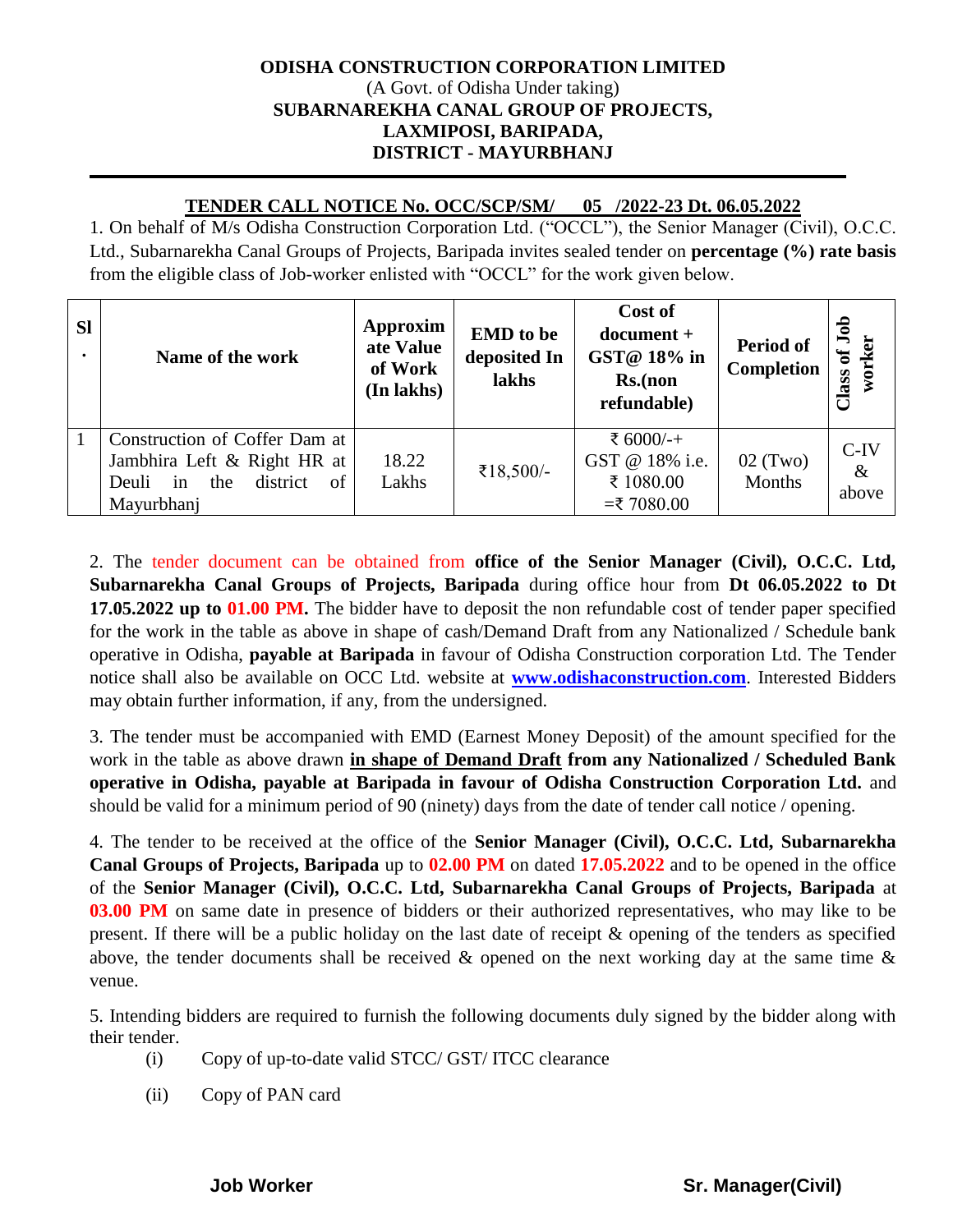**ODISHA CONSTRUCTION CORPORATION LIMITED**
(A Govt. of Odisha Under taking)
**SUBARNAREKHA CANAL GROUP OF PROJECTS,**
**LAXMIPOSI, BARIPADA,**
**DISTRICT - MAYURBHANJ**

**TENDER CALL NOTICE No. OCC/SCP/SM/ 05 /2022-23 Dt. 06.05.2022**

1. On behalf of M/s Odisha Construction Corporation Ltd. ("OCCL"), the Senior Manager (Civil), O.C.C. Ltd., Subarnarekha Canal Groups of Projects, Baripada invites sealed tender on **percentage (%) rate basis** from the eligible class of Job-worker enlisted with "OCCL" for the work given below.

| Sl. | Name of the work | Approximate Value of Work (In lakhs) | EMD to be deposited In lakhs | Cost of document + GST@ 18% in Rs.(non refundable) | Period of Completion | Class of Job worker |
|---|---|---|---|---|---|---|
| 1 | Construction of Coffer Dam at Jambhira Left & Right HR at Deuli in the district of Mayurbhanj | 18.22 Lakhs | ₹18,500/- | ₹ 6000/-+ GST @ 18% i.e. ₹ 1080.00 =₹ 7080.00 | 02 (Two) Months | C-IV & above |

2. The tender document can be obtained from **office of the Senior Manager (Civil), O.C.C. Ltd, Subarnarekha Canal Groups of Projects, Baripada** during office hour from **Dt 06.05.2022 to Dt 17.05.2022 up to 01.00 PM.** The bidder have to deposit the non refundable cost of tender paper specified for the work in the table as above in shape of cash/Demand Draft from any Nationalized / Schedule bank operative in Odisha, **payable at Baripada** in favour of Odisha Construction corporation Ltd. The Tender notice shall also be available on OCC Ltd. website at **www.odishaconstruction.com**. Interested Bidders may obtain further information, if any, from the undersigned.

3. The tender must be accompanied with EMD (Earnest Money Deposit) of the amount specified for the work in the table as above drawn **in shape of Demand Draft from any Nationalized / Scheduled Bank operative in Odisha, payable at Baripada in favour of Odisha Construction Corporation Ltd.** and should be valid for a minimum period of 90 (ninety) days from the date of tender call notice / opening.

4. The tender to be received at the office of the **Senior Manager (Civil), O.C.C. Ltd, Subarnarekha Canal Groups of Projects, Baripada** up to **02.00 PM** on dated **17.05.2022** and to be opened in the office of the **Senior Manager (Civil), O.C.C. Ltd, Subarnarekha Canal Groups of Projects, Baripada** at **03.00 PM** on same date in presence of bidders or their authorized representatives, who may like to be present. If there will be a public holiday on the last date of receipt & opening of the tenders as specified above, the tender documents shall be received & opened on the next working day at the same time & venue.

5. Intending bidders are required to furnish the following documents duly signed by the bidder along with their tender.

(i) Copy of up-to-date valid STCC/ GST/ ITCC clearance

(ii) Copy of PAN card

**Job Worker** **Sr. Manager(Civil)**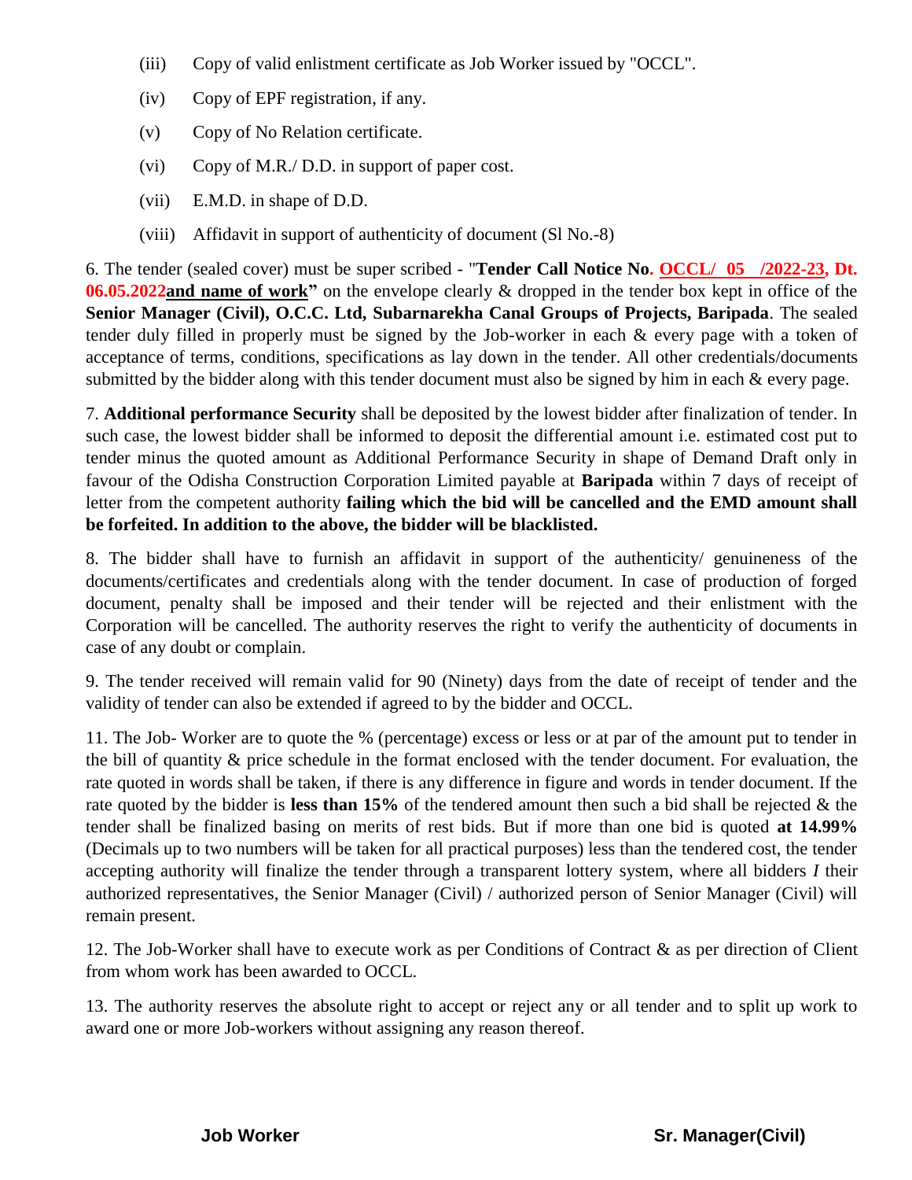(iii) Copy of valid enlistment certificate as Job Worker issued by "OCCL".

(iv) Copy of EPF registration, if any.

(v) Copy of No Relation certificate.

(vi) Copy of M.R./ D.D. in support of paper cost.

(vii) E.M.D. in shape of D.D.

(viii) Affidavit in support of authenticity of document (Sl No.-8)

6. The tender (sealed cover) must be super scribed - "**Tender Call Notice No. OCCL/ 05 /2022-23, Dt. 06.05.2022and name of work"** on the envelope clearly & dropped in the tender box kept in office of the **Senior Manager (Civil), O.C.C. Ltd, Subarnarekha Canal Groups of Projects, Baripada**. The sealed tender duly filled in properly must be signed by the Job-worker in each & every page with a token of acceptance of terms, conditions, specifications as lay down in the tender. All other credentials/documents submitted by the bidder along with this tender document must also be signed by him in each & every page.

7. **Additional performance Security** shall be deposited by the lowest bidder after finalization of tender. In such case, the lowest bidder shall be informed to deposit the differential amount i.e. estimated cost put to tender minus the quoted amount as Additional Performance Security in shape of Demand Draft only in favour of the Odisha Construction Corporation Limited payable at **Baripada** within 7 days of receipt of letter from the competent authority **failing which the bid will be cancelled and the EMD amount shall be forfeited. In addition to the above, the bidder will be blacklisted.**

8. The bidder shall have to furnish an affidavit in support of the authenticity/ genuineness of the documents/certificates and credentials along with the tender document. In case of production of forged document, penalty shall be imposed and their tender will be rejected and their enlistment with the Corporation will be cancelled. The authority reserves the right to verify the authenticity of documents in case of any doubt or complain.

9. The tender received will remain valid for 90 (Ninety) days from the date of receipt of tender and the validity of tender can also be extended if agreed to by the bidder and OCCL.

11. The Job- Worker are to quote the % (percentage) excess or less or at par of the amount put to tender in the bill of quantity & price schedule in the format enclosed with the tender document. For evaluation, the rate quoted in words shall be taken, if there is any difference in figure and words in tender document. If the rate quoted by the bidder is **less than 15%** of the tendered amount then such a bid shall be rejected & the tender shall be finalized basing on merits of rest bids. But if more than one bid is quoted **at 14.99%** (Decimals up to two numbers will be taken for all practical purposes) less than the tendered cost, the tender accepting authority will finalize the tender through a transparent lottery system, where all bidders *I* their authorized representatives, the Senior Manager (Civil) / authorized person of Senior Manager (Civil) will remain present.

12. The Job-Worker shall have to execute work as per Conditions of Contract & as per direction of Client from whom work has been awarded to OCCL.

13. The authority reserves the absolute right to accept or reject any or all tender and to split up work to award one or more Job-workers without assigning any reason thereof.

**Job Worker** **Sr. Manager(Civil)**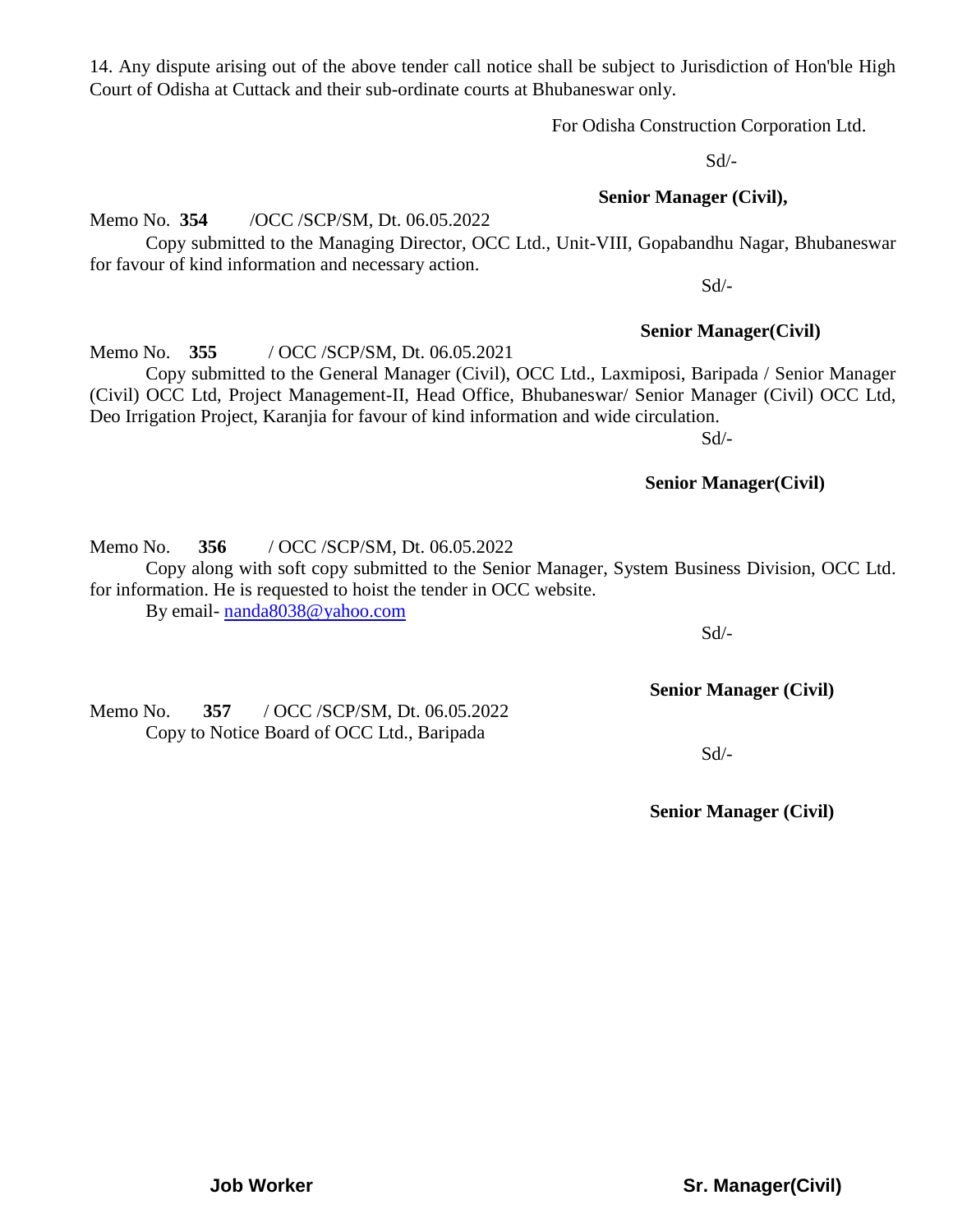14. Any dispute arising out of the above tender call notice shall be subject to Jurisdiction of Hon'ble High Court of Odisha at Cuttack and their sub-ordinate courts at Bhubaneswar only.

For Odisha Construction Corporation Ltd.

Sd/-

**Senior Manager (Civil),**

Memo No. **354** /OCC /SCP/SM, Dt. 06.05.2022

Copy submitted to the Managing Director, OCC Ltd., Unit-VIII, Gopabandhu Nagar, Bhubaneswar for favour of kind information and necessary action.

Sd/-

**Senior Manager(Civil)**

Memo No. **355** / OCC /SCP/SM, Dt. 06.05.2021

Copy submitted to the General Manager (Civil), OCC Ltd., Laxmiposi, Baripada / Senior Manager (Civil) OCC Ltd, Project Management-II, Head Office, Bhubaneswar/ Senior Manager (Civil) OCC Ltd, Deo Irrigation Project, Karanjia for favour of kind information and wide circulation.

Sd/-

**Senior Manager(Civil)**

Memo No. **356** / OCC /SCP/SM, Dt. 06.05.2022

Copy along with soft copy submitted to the Senior Manager, System Business Division, OCC Ltd. for information. He is requested to hoist the tender in OCC website.

By email- nanda8038@yahoo.com

Sd/-

**Senior Manager (Civil)**

Memo No. **357** / OCC /SCP/SM, Dt. 06.05.2022

Copy to Notice Board of OCC Ltd., Baripada

Sd/-

**Senior Manager (Civil)**

**Job Worker** **Sr. Manager(Civil)**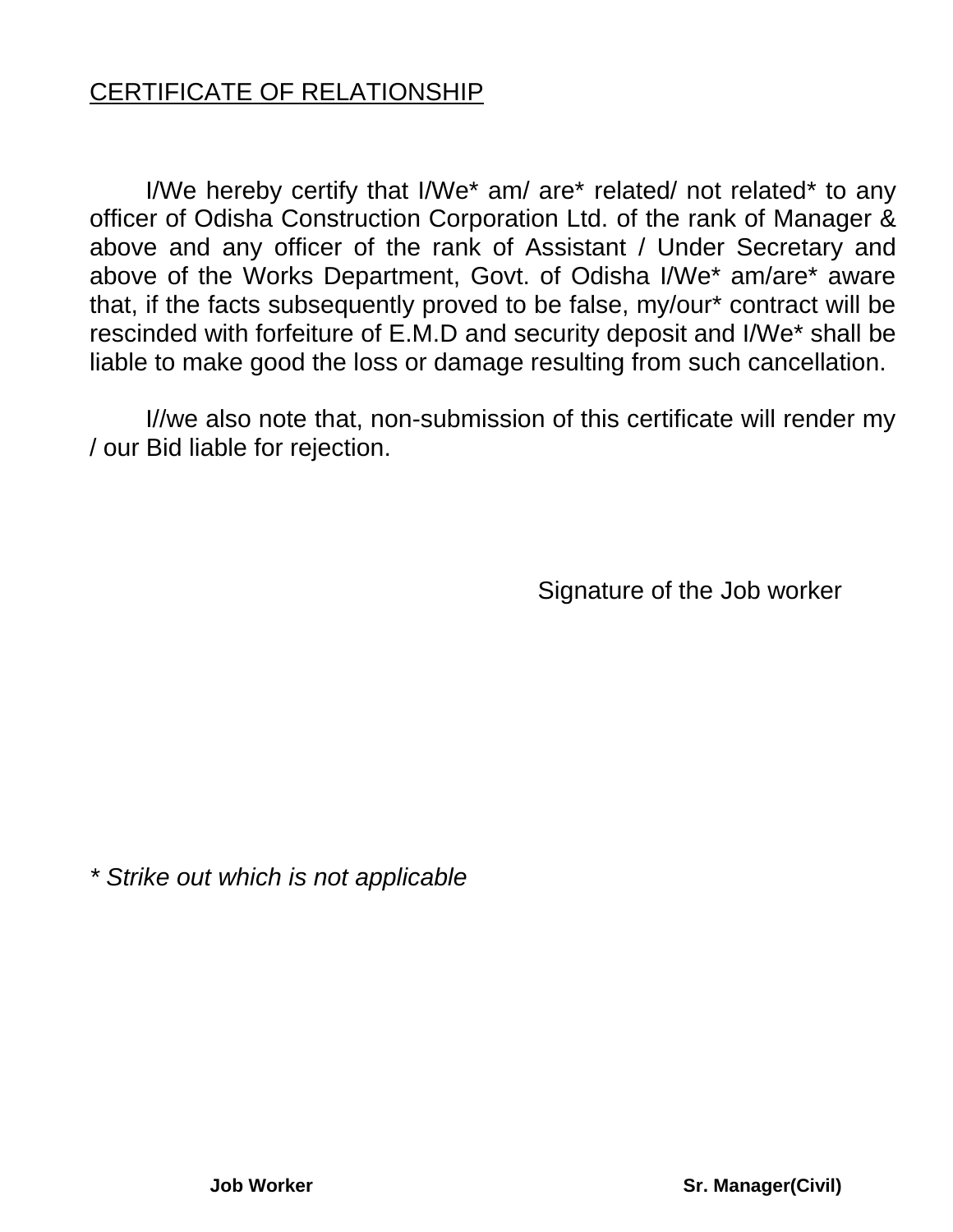# CERTIFICATE OF RELATIONSHIP

I/We hereby certify that I/We* am/ are* related/ not related* to any officer of Odisha Construction Corporation Ltd. of the rank of Manager & above and any officer of the rank of Assistant / Under Secretary and above of the Works Department, Govt. of Odisha I/We* am/are* aware that, if the facts subsequently proved to be false, my/our* contract will be rescinded with forfeiture of E.M.D and security deposit and I/We* shall be liable to make good the loss or damage resulting from such cancellation.

I//we also note that, non-submission of this certificate will render my / our Bid liable for rejection.

Signature of the Job worker

*\* Strike out which is not applicable*

**Job Worker** **Sr. Manager(Civil)**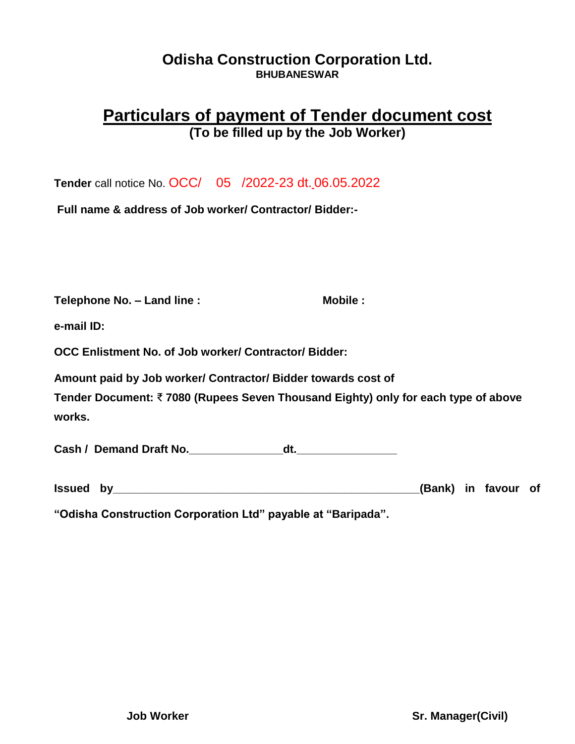# Odisha Construction Corporation Ltd.

**BHUBANESWAR**

## Particulars of payment of Tender document cost

**(To be filled up by the Job Worker)**

**Tender** call notice No. OCC/ 05 /2022-23 dt. 06.05.2022

**Full name & address of Job worker/ Contractor/ Bidder:-**

**Telephone No. – Land line :** **Mobile :**

**e-mail ID:**

**OCC Enlistment No. of Job worker/ Contractor/ Bidder:**

**Amount paid by Job worker/ Contractor/ Bidder towards cost of Tender Document: ₹ 7080 (Rupees Seven Thousand Eighty) only for each type of above works.**

**Cash / Demand Draft No.\_\_\_\_\_\_\_\_\_\_\_\_\_\_\_dt.\_\_\_\_\_\_\_\_\_\_\_\_\_\_\_\_**

**Issued by\_\_\_\_\_\_\_\_\_\_\_\_\_\_\_\_\_\_\_\_\_\_\_\_\_\_\_\_\_\_\_\_\_\_\_\_\_\_\_\_\_\_\_\_\_\_\_\_(Bank) in favour of "Odisha Construction Corporation Ltd" payable at "Baripada".**

**Job Worker** **Sr. Manager(Civil)**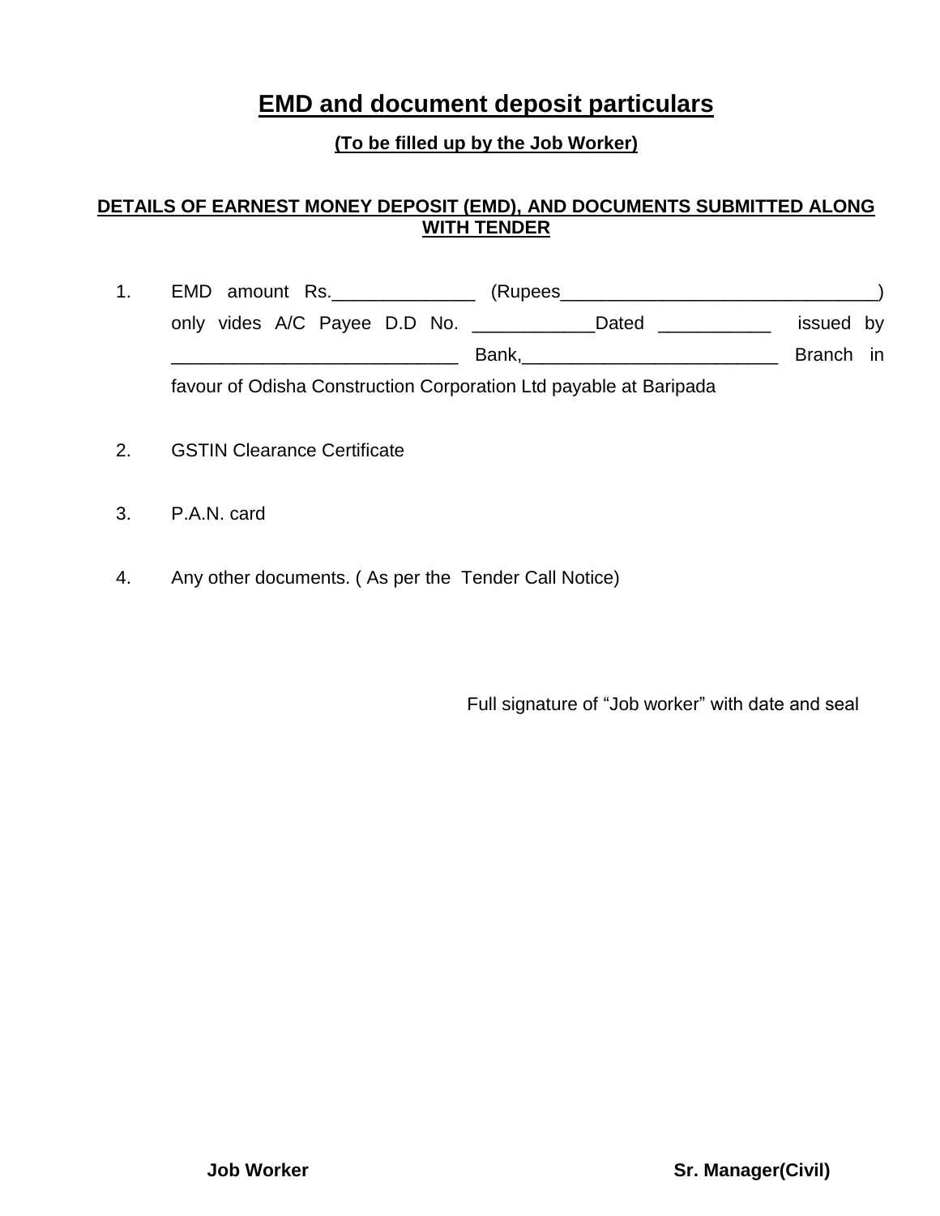# EMD and document deposit particulars

**(To be filled up by the Job Worker)**

**DETAILS OF EARNEST MONEY DEPOSIT (EMD), AND DOCUMENTS SUBMITTED ALONG WITH TENDER**

1. EMD amount Rs.______________ (Rupees________________________________) only vides A/C Payee D.D No. ____________Dated ___________ issued by ____________________________ Bank,_________________________ Branch in favour of Odisha Construction Corporation Ltd payable at Baripada

2. GSTIN Clearance Certificate

3. P.A.N. card

4. Any other documents. ( As per the Tender Call Notice)

Full signature of "Job worker" with date and seal

**Job Worker** **Sr. Manager(Civil)**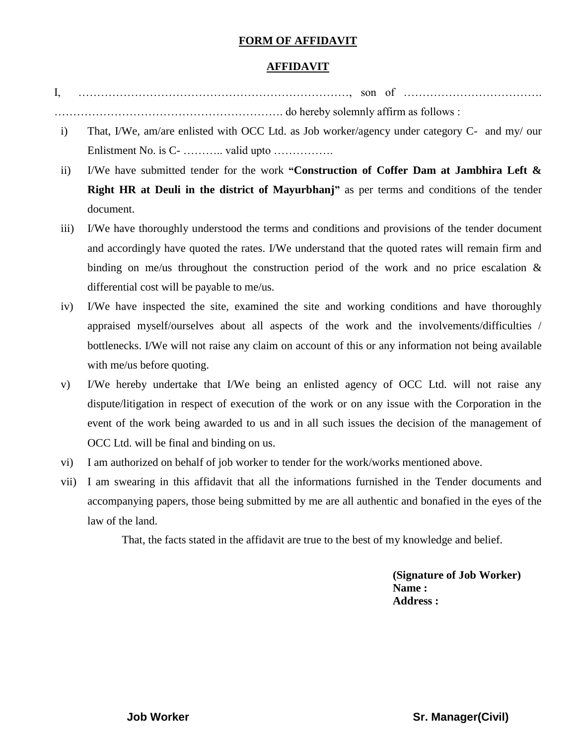## FORM OF AFFIDAVIT

## AFFIDAVIT

I, ………………………………………………………………, son of ………………………………. ……………………………………………………. do hereby solemnly affirm as follows :

i) That, I/We, am/are enlisted with OCC Ltd. as Job worker/agency under category C- and my/ our Enlistment No. is C- ……….. valid upto …………….

ii) I/We have submitted tender for the work **"Construction of Coffer Dam at Jambhira Left & Right HR at Deuli in the district of Mayurbhanj"** as per terms and conditions of the tender document.

iii) I/We have thoroughly understood the terms and conditions and provisions of the tender document and accordingly have quoted the rates. I/We understand that the quoted rates will remain firm and binding on me/us throughout the construction period of the work and no price escalation & differential cost will be payable to me/us.

iv) I/We have inspected the site, examined the site and working conditions and have thoroughly appraised myself/ourselves about all aspects of the work and the involvements/difficulties / bottlenecks. I/We will not raise any claim on account of this or any information not being available with me/us before quoting.

v) I/We hereby undertake that I/We being an enlisted agency of OCC Ltd. will not raise any dispute/litigation in respect of execution of the work or on any issue with the Corporation in the event of the work being awarded to us and in all such issues the decision of the management of OCC Ltd. will be final and binding on us.

vi) I am authorized on behalf of job worker to tender for the work/works mentioned above.

vii) I am swearing in this affidavit that all the informations furnished in the Tender documents and accompanying papers, those being submitted by me are all authentic and bonafied in the eyes of the law of the land.

That, the facts stated in the affidavit are true to the best of my knowledge and belief.

**(Signature of Job Worker)**
**Name :**
**Address :**

**Job Worker** **Sr. Manager(Civil)**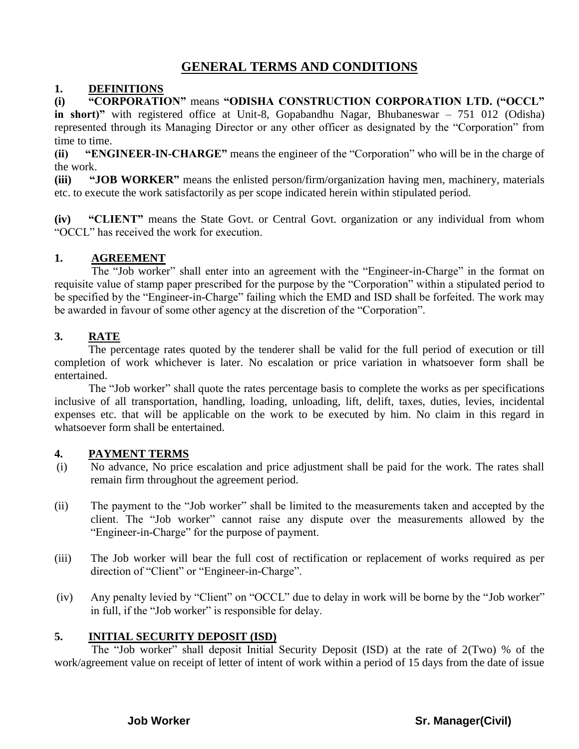# GENERAL TERMS AND CONDITIONS

## 1. DEFINITIONS

**(i) "CORPORATION"** means **"ODISHA CONSTRUCTION CORPORATION LTD. ("OCCL" in short)"** with registered office at Unit-8, Gopabandhu Nagar, Bhubaneswar – 751 012 (Odisha) represented through its Managing Director or any other officer as designated by the "Corporation" from time to time.

**(ii) "ENGINEER-IN-CHARGE"** means the engineer of the "Corporation" who will be in the charge of the work.

**(iii) "JOB WORKER"** means the enlisted person/firm/organization having men, machinery, materials etc. to execute the work satisfactorily as per scope indicated herein within stipulated period.

**(iv) "CLIENT"** means the State Govt. or Central Govt. organization or any individual from whom "OCCL" has received the work for execution.

## 1. AGREEMENT

The "Job worker" shall enter into an agreement with the "Engineer-in-Charge" in the format on requisite value of stamp paper prescribed for the purpose by the "Corporation" within a stipulated period to be specified by the "Engineer-in-Charge" failing which the EMD and ISD shall be forfeited. The work may be awarded in favour of some other agency at the discretion of the "Corporation".

## 3. RATE

The percentage rates quoted by the tenderer shall be valid for the full period of execution or till completion of work whichever is later. No escalation or price variation in whatsoever form shall be entertained.

The "Job worker" shall quote the rates percentage basis to complete the works as per specifications inclusive of all transportation, handling, loading, unloading, lift, delift, taxes, duties, levies, incidental expenses etc. that will be applicable on the work to be executed by him. No claim in this regard in whatsoever form shall be entertained.

## 4. PAYMENT TERMS

(i) No advance, No price escalation and price adjustment shall be paid for the work. The rates shall remain firm throughout the agreement period.

(ii) The payment to the "Job worker" shall be limited to the measurements taken and accepted by the client. The "Job worker" cannot raise any dispute over the measurements allowed by the "Engineer-in-Charge" for the purpose of payment.

(iii) The Job worker will bear the full cost of rectification or replacement of works required as per direction of "Client" or "Engineer-in-Charge".

(iv) Any penalty levied by "Client" on "OCCL" due to delay in work will be borne by the "Job worker" in full, if the "Job worker" is responsible for delay.

## 5. INITIAL SECURITY DEPOSIT (ISD)

The "Job worker" shall deposit Initial Security Deposit (ISD) at the rate of 2(Two) % of the work/agreement value on receipt of letter of intent of work within a period of 15 days from the date of issue

**Job Worker** **Sr. Manager(Civil)**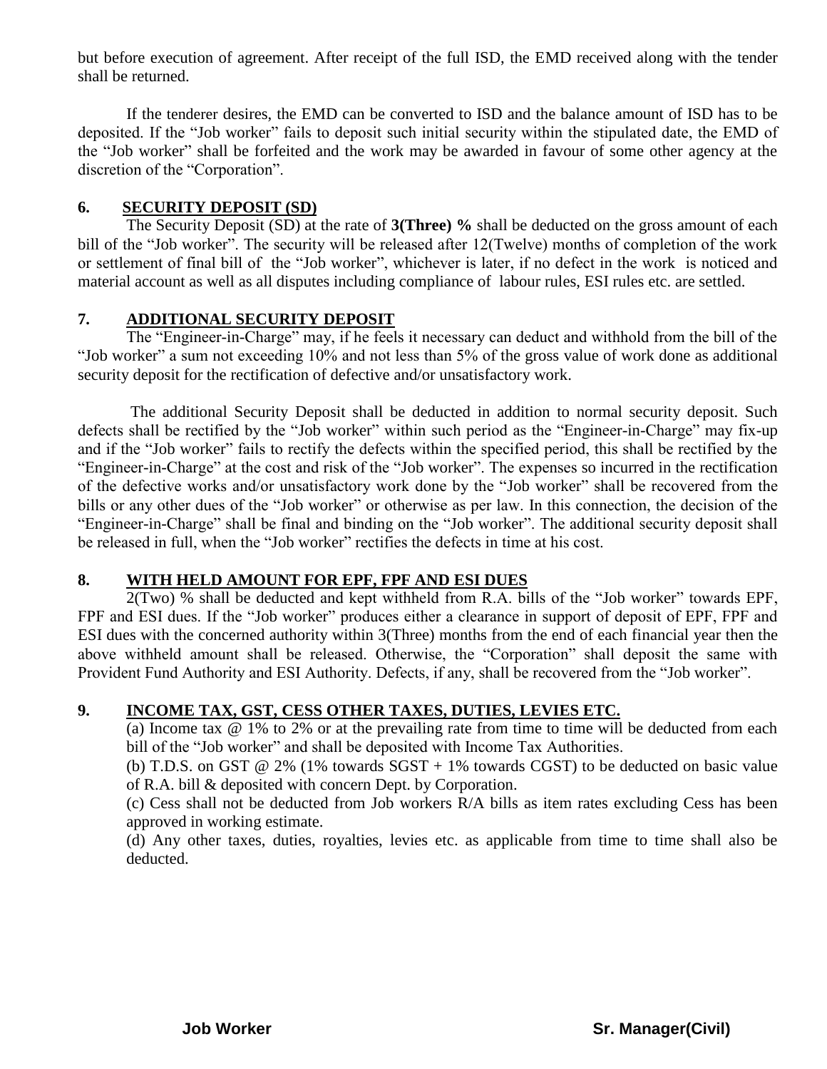but before execution of agreement. After receipt of the full ISD, the EMD received along with the tender shall be returned.

If the tenderer desires, the EMD can be converted to ISD and the balance amount of ISD has to be deposited. If the "Job worker" fails to deposit such initial security within the stipulated date, the EMD of the "Job worker" shall be forfeited and the work may be awarded in favour of some other agency at the discretion of the "Corporation".

## 6. SECURITY DEPOSIT (SD)

The Security Deposit (SD) at the rate of **3(Three) %** shall be deducted on the gross amount of each bill of the "Job worker". The security will be released after 12(Twelve) months of completion of the work or settlement of final bill of the "Job worker", whichever is later, if no defect in the work is noticed and material account as well as all disputes including compliance of labour rules, ESI rules etc. are settled.

## 7. ADDITIONAL SECURITY DEPOSIT

The "Engineer-in-Charge" may, if he feels it necessary can deduct and withhold from the bill of the "Job worker" a sum not exceeding 10% and not less than 5% of the gross value of work done as additional security deposit for the rectification of defective and/or unsatisfactory work.

The additional Security Deposit shall be deducted in addition to normal security deposit. Such defects shall be rectified by the "Job worker" within such period as the "Engineer-in-Charge" may fix-up and if the "Job worker" fails to rectify the defects within the specified period, this shall be rectified by the "Engineer-in-Charge" at the cost and risk of the "Job worker". The expenses so incurred in the rectification of the defective works and/or unsatisfactory work done by the "Job worker" shall be recovered from the bills or any other dues of the "Job worker" or otherwise as per law. In this connection, the decision of the "Engineer-in-Charge" shall be final and binding on the "Job worker". The additional security deposit shall be released in full, when the "Job worker" rectifies the defects in time at his cost.

## 8. WITH HELD AMOUNT FOR EPF, FPF AND ESI DUES

2(Two) % shall be deducted and kept withheld from R.A. bills of the "Job worker" towards EPF, FPF and ESI dues. If the "Job worker" produces either a clearance in support of deposit of EPF, FPF and ESI dues with the concerned authority within 3(Three) months from the end of each financial year then the above withheld amount shall be released. Otherwise, the "Corporation" shall deposit the same with Provident Fund Authority and ESI Authority. Defects, if any, shall be recovered from the "Job worker".

## 9. INCOME TAX, GST, CESS OTHER TAXES, DUTIES, LEVIES ETC.

(a) Income tax @ 1% to 2% or at the prevailing rate from time to time will be deducted from each bill of the "Job worker" and shall be deposited with Income Tax Authorities.

(b) T.D.S. on GST @ 2% (1% towards SGST + 1% towards CGST) to be deducted on basic value of R.A. bill & deposited with concern Dept. by Corporation.

(c) Cess shall not be deducted from Job workers R/A bills as item rates excluding Cess has been approved in working estimate.

(d) Any other taxes, duties, royalties, levies etc. as applicable from time to time shall also be deducted.

**Job Worker** **Sr. Manager(Civil)**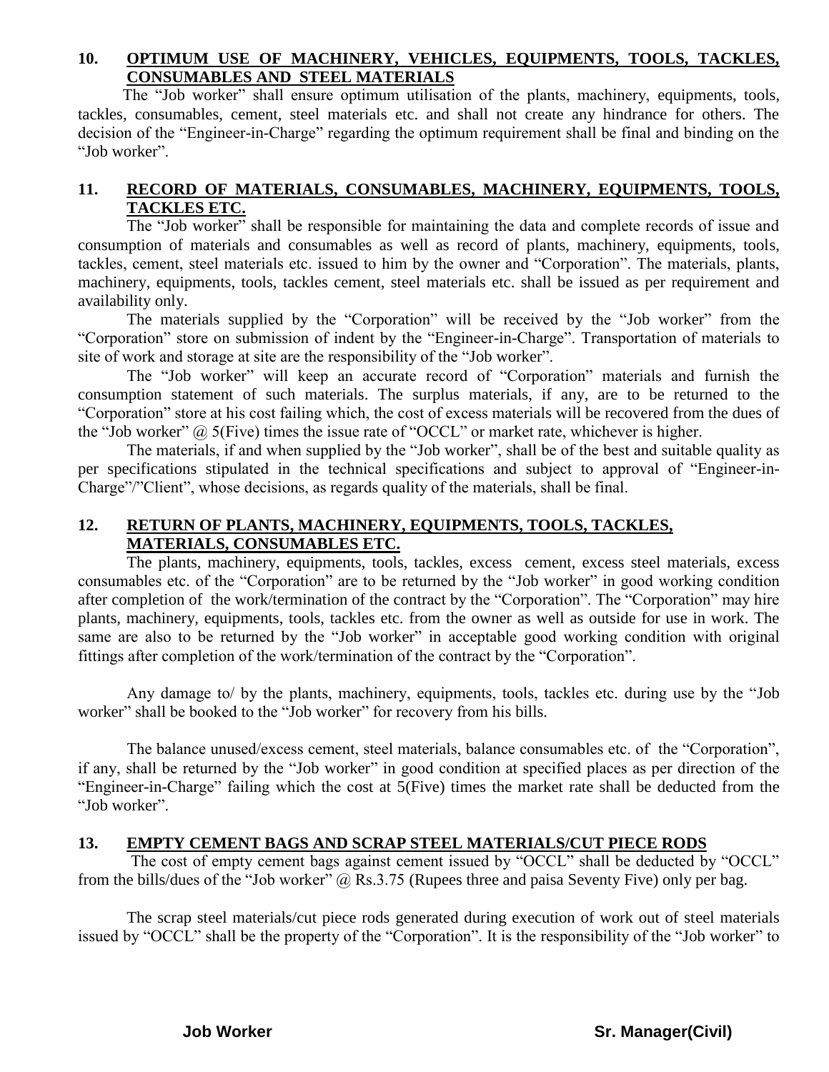## 10. OPTIMUM USE OF MACHINERY, VEHICLES, EQUIPMENTS, TOOLS, TACKLES, CONSUMABLES AND STEEL MATERIALS

The "Job worker" shall ensure optimum utilisation of the plants, machinery, equipments, tools, tackles, consumables, cement, steel materials etc. and shall not create any hindrance for others. The decision of the "Engineer-in-Charge" regarding the optimum requirement shall be final and binding on the "Job worker".

## 11. RECORD OF MATERIALS, CONSUMABLES, MACHINERY, EQUIPMENTS, TOOLS, TACKLES ETC.

The "Job worker" shall be responsible for maintaining the data and complete records of issue and consumption of materials and consumables as well as record of plants, machinery, equipments, tools, tackles, cement, steel materials etc. issued to him by the owner and "Corporation". The materials, plants, machinery, equipments, tools, tackles cement, steel materials etc. shall be issued as per requirement and availability only.

The materials supplied by the "Corporation" will be received by the "Job worker" from the "Corporation" store on submission of indent by the "Engineer-in-Charge". Transportation of materials to site of work and storage at site are the responsibility of the "Job worker".

The "Job worker" will keep an accurate record of "Corporation" materials and furnish the consumption statement of such materials. The surplus materials, if any, are to be returned to the "Corporation" store at his cost failing which, the cost of excess materials will be recovered from the dues of the "Job worker" @ 5(Five) times the issue rate of "OCCL" or market rate, whichever is higher.

The materials, if and when supplied by the "Job worker", shall be of the best and suitable quality as per specifications stipulated in the technical specifications and subject to approval of "Engineer-in-Charge"/"Client", whose decisions, as regards quality of the materials, shall be final.

## 12. RETURN OF PLANTS, MACHINERY, EQUIPMENTS, TOOLS, TACKLES, MATERIALS, CONSUMABLES ETC.

The plants, machinery, equipments, tools, tackles, excess cement, excess steel materials, excess consumables etc. of the "Corporation" are to be returned by the "Job worker" in good working condition after completion of the work/termination of the contract by the "Corporation". The "Corporation" may hire plants, machinery, equipments, tools, tackles etc. from the owner as well as outside for use in work. The same are also to be returned by the "Job worker" in acceptable good working condition with original fittings after completion of the work/termination of the contract by the "Corporation".

Any damage to/ by the plants, machinery, equipments, tools, tackles etc. during use by the "Job worker" shall be booked to the "Job worker" for recovery from his bills.

The balance unused/excess cement, steel materials, balance consumables etc. of the "Corporation", if any, shall be returned by the "Job worker" in good condition at specified places as per direction of the "Engineer-in-Charge" failing which the cost at 5(Five) times the market rate shall be deducted from the "Job worker".

## 13. EMPTY CEMENT BAGS AND SCRAP STEEL MATERIALS/CUT PIECE RODS

The cost of empty cement bags against cement issued by "OCCL" shall be deducted by "OCCL" from the bills/dues of the "Job worker" @ Rs.3.75 (Rupees three and paisa Seventy Five) only per bag.

The scrap steel materials/cut piece rods generated during execution of work out of steel materials issued by "OCCL" shall be the property of the "Corporation". It is the responsibility of the "Job worker" to

**Job Worker** **Sr. Manager(Civil)**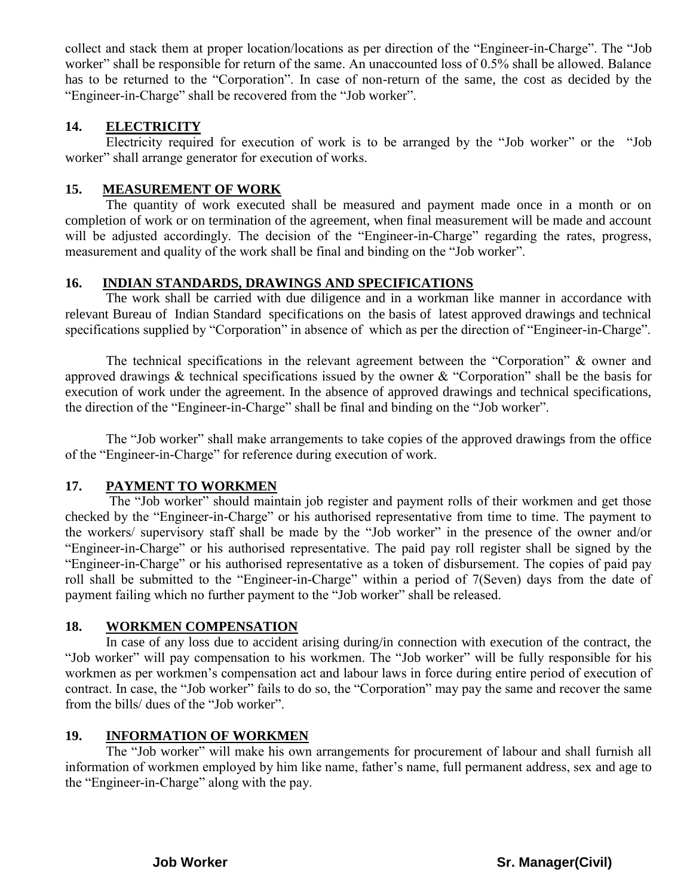collect and stack them at proper location/locations as per direction of the "Engineer-in-Charge". The "Job worker" shall be responsible for return of the same. An unaccounted loss of 0.5% shall be allowed. Balance has to be returned to the "Corporation". In case of non-return of the same, the cost as decided by the "Engineer-in-Charge" shall be recovered from the "Job worker".

## 14. ELECTRICITY

Electricity required for execution of work is to be arranged by the "Job worker" or the "Job worker" shall arrange generator for execution of works.

## 15. MEASUREMENT OF WORK

The quantity of work executed shall be measured and payment made once in a month or on completion of work or on termination of the agreement, when final measurement will be made and account will be adjusted accordingly. The decision of the "Engineer-in-Charge" regarding the rates, progress, measurement and quality of the work shall be final and binding on the "Job worker".

## 16. INDIAN STANDARDS, DRAWINGS AND SPECIFICATIONS

The work shall be carried with due diligence and in a workman like manner in accordance with relevant Bureau of Indian Standard specifications on the basis of latest approved drawings and technical specifications supplied by "Corporation" in absence of which as per the direction of "Engineer-in-Charge".

The technical specifications in the relevant agreement between the "Corporation" & owner and approved drawings & technical specifications issued by the owner & "Corporation" shall be the basis for execution of work under the agreement. In the absence of approved drawings and technical specifications, the direction of the "Engineer-in-Charge" shall be final and binding on the "Job worker".

The "Job worker" shall make arrangements to take copies of the approved drawings from the office of the "Engineer-in-Charge" for reference during execution of work.

## 17. PAYMENT TO WORKMEN

The "Job worker" should maintain job register and payment rolls of their workmen and get those checked by the "Engineer-in-Charge" or his authorised representative from time to time. The payment to the workers/ supervisory staff shall be made by the "Job worker" in the presence of the owner and/or "Engineer-in-Charge" or his authorised representative. The paid pay roll register shall be signed by the "Engineer-in-Charge" or his authorised representative as a token of disbursement. The copies of paid pay roll shall be submitted to the "Engineer-in-Charge" within a period of 7(Seven) days from the date of payment failing which no further payment to the "Job worker" shall be released.

## 18. WORKMEN COMPENSATION

In case of any loss due to accident arising during/in connection with execution of the contract, the "Job worker" will pay compensation to his workmen. The "Job worker" will be fully responsible for his workmen as per workmen's compensation act and labour laws in force during entire period of execution of contract. In case, the "Job worker" fails to do so, the "Corporation" may pay the same and recover the same from the bills/ dues of the "Job worker".

## 19. INFORMATION OF WORKMEN

The "Job worker" will make his own arrangements for procurement of labour and shall furnish all information of workmen employed by him like name, father's name, full permanent address, sex and age to the "Engineer-in-Charge" along with the pay.

**Job Worker** **Sr. Manager(Civil)**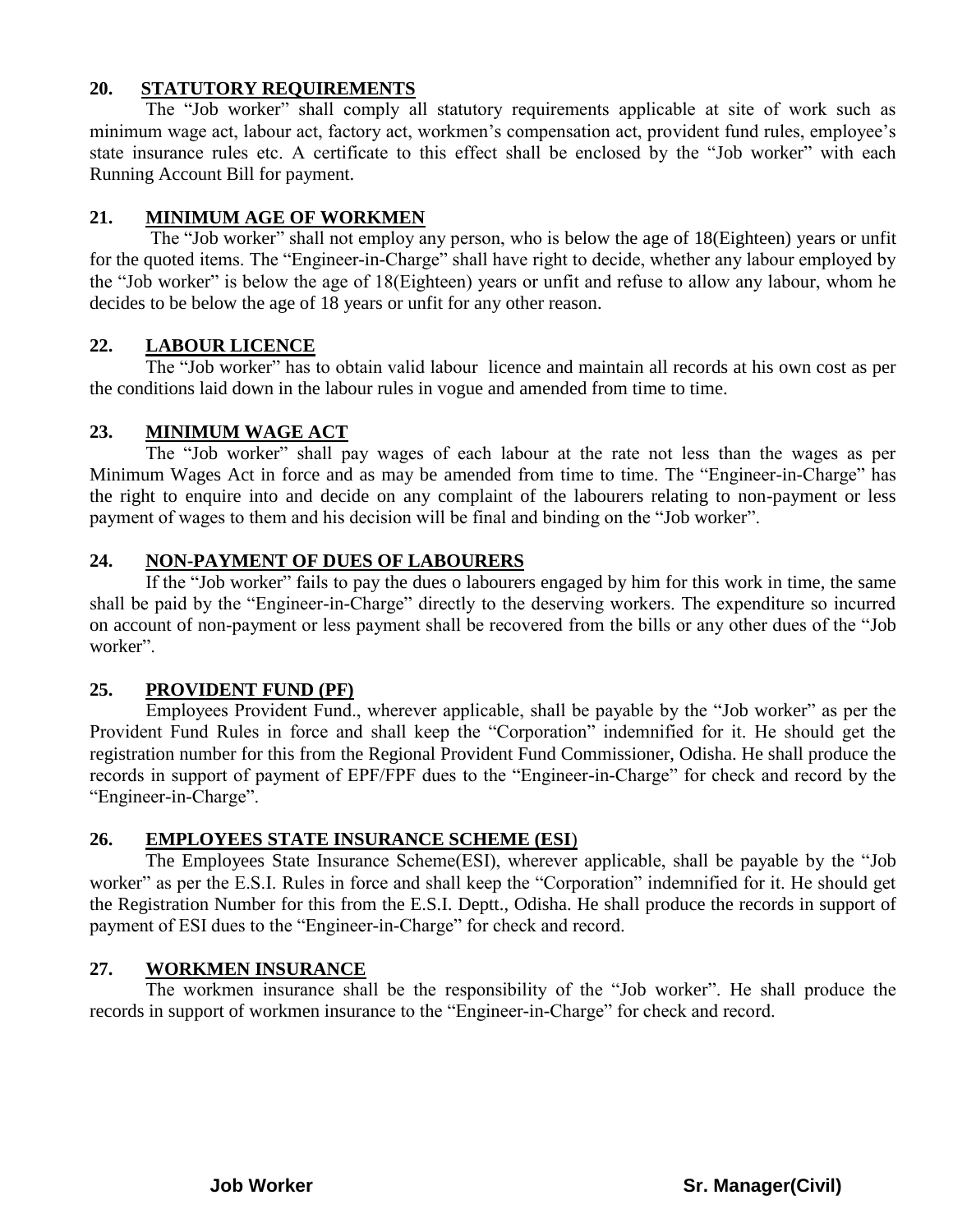## 20. STATUTORY REQUIREMENTS

The "Job worker" shall comply all statutory requirements applicable at site of work such as minimum wage act, labour act, factory act, workmen's compensation act, provident fund rules, employee's state insurance rules etc. A certificate to this effect shall be enclosed by the "Job worker" with each Running Account Bill for payment.

## 21. MINIMUM AGE OF WORKMEN

The "Job worker" shall not employ any person, who is below the age of 18(Eighteen) years or unfit for the quoted items. The "Engineer-in-Charge" shall have right to decide, whether any labour employed by the "Job worker" is below the age of 18(Eighteen) years or unfit and refuse to allow any labour, whom he decides to be below the age of 18 years or unfit for any other reason.

## 22. LABOUR LICENCE

The "Job worker" has to obtain valid labour licence and maintain all records at his own cost as per the conditions laid down in the labour rules in vogue and amended from time to time.

## 23. MINIMUM WAGE ACT

The "Job worker" shall pay wages of each labour at the rate not less than the wages as per Minimum Wages Act in force and as may be amended from time to time. The "Engineer-in-Charge" has the right to enquire into and decide on any complaint of the labourers relating to non-payment or less payment of wages to them and his decision will be final and binding on the "Job worker".

## 24. NON-PAYMENT OF DUES OF LABOURERS

If the "Job worker" fails to pay the dues o labourers engaged by him for this work in time, the same shall be paid by the "Engineer-in-Charge" directly to the deserving workers. The expenditure so incurred on account of non-payment or less payment shall be recovered from the bills or any other dues of the "Job worker".

## 25. PROVIDENT FUND (PF)

Employees Provident Fund., wherever applicable, shall be payable by the "Job worker" as per the Provident Fund Rules in force and shall keep the "Corporation" indemnified for it. He should get the registration number for this from the Regional Provident Fund Commissioner, Odisha. He shall produce the records in support of payment of EPF/FPF dues to the "Engineer-in-Charge" for check and record by the "Engineer-in-Charge".

## 26. EMPLOYEES STATE INSURANCE SCHEME (ESI)

The Employees State Insurance Scheme(ESI), wherever applicable, shall be payable by the "Job worker" as per the E.S.I. Rules in force and shall keep the "Corporation" indemnified for it. He should get the Registration Number for this from the E.S.I. Deptt., Odisha. He shall produce the records in support of payment of ESI dues to the "Engineer-in-Charge" for check and record.

## 27. WORKMEN INSURANCE

The workmen insurance shall be the responsibility of the "Job worker". He shall produce the records in support of workmen insurance to the "Engineer-in-Charge" for check and record.

**Job Worker** **Sr. Manager(Civil)**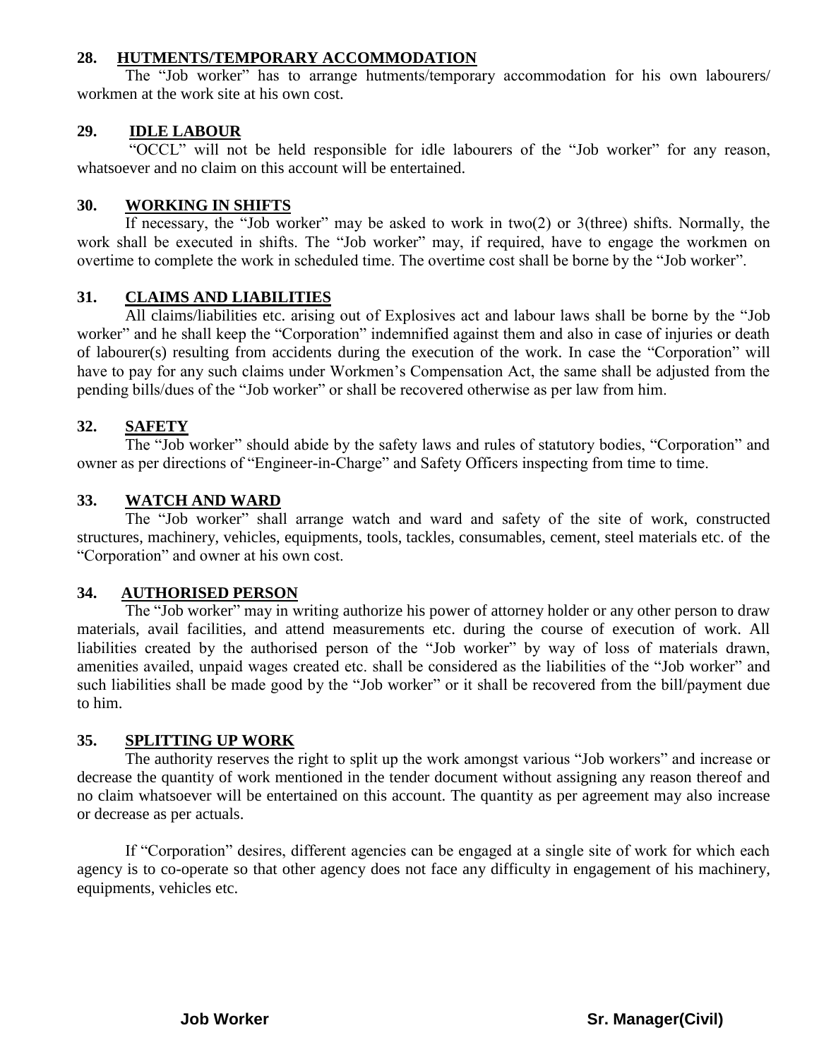### 28. HUTMENTS/TEMPORARY ACCOMMODATION

The "Job worker" has to arrange hutments/temporary accommodation for his own labourers/ workmen at the work site at his own cost.

### 29. IDLE LABOUR

"OCCL" will not be held responsible for idle labourers of the "Job worker" for any reason, whatsoever and no claim on this account will be entertained.

### 30. WORKING IN SHIFTS

If necessary, the "Job worker" may be asked to work in two(2) or 3(three) shifts. Normally, the work shall be executed in shifts. The "Job worker" may, if required, have to engage the workmen on overtime to complete the work in scheduled time. The overtime cost shall be borne by the "Job worker".

### 31. CLAIMS AND LIABILITIES

All claims/liabilities etc. arising out of Explosives act and labour laws shall be borne by the "Job worker" and he shall keep the "Corporation" indemnified against them and also in case of injuries or death of labourer(s) resulting from accidents during the execution of the work. In case the "Corporation" will have to pay for any such claims under Workmen's Compensation Act, the same shall be adjusted from the pending bills/dues of the "Job worker" or shall be recovered otherwise as per law from him.

### 32. SAFETY

The "Job worker" should abide by the safety laws and rules of statutory bodies, "Corporation" and owner as per directions of "Engineer-in-Charge" and Safety Officers inspecting from time to time.

### 33. WATCH AND WARD

The "Job worker" shall arrange watch and ward and safety of the site of work, constructed structures, machinery, vehicles, equipments, tools, tackles, consumables, cement, steel materials etc. of the "Corporation" and owner at his own cost.

### 34. AUTHORISED PERSON

The "Job worker" may in writing authorize his power of attorney holder or any other person to draw materials, avail facilities, and attend measurements etc. during the course of execution of work. All liabilities created by the authorised person of the "Job worker" by way of loss of materials drawn, amenities availed, unpaid wages created etc. shall be considered as the liabilities of the "Job worker" and such liabilities shall be made good by the "Job worker" or it shall be recovered from the bill/payment due to him.

### 35. SPLITTING UP WORK

The authority reserves the right to split up the work amongst various "Job workers" and increase or decrease the quantity of work mentioned in the tender document without assigning any reason thereof and no claim whatsoever will be entertained on this account. The quantity as per agreement may also increase or decrease as per actuals.

If "Corporation" desires, different agencies can be engaged at a single site of work for which each agency is to co-operate so that other agency does not face any difficulty in engagement of his machinery, equipments, vehicles etc.

**Job Worker** **Sr. Manager(Civil)**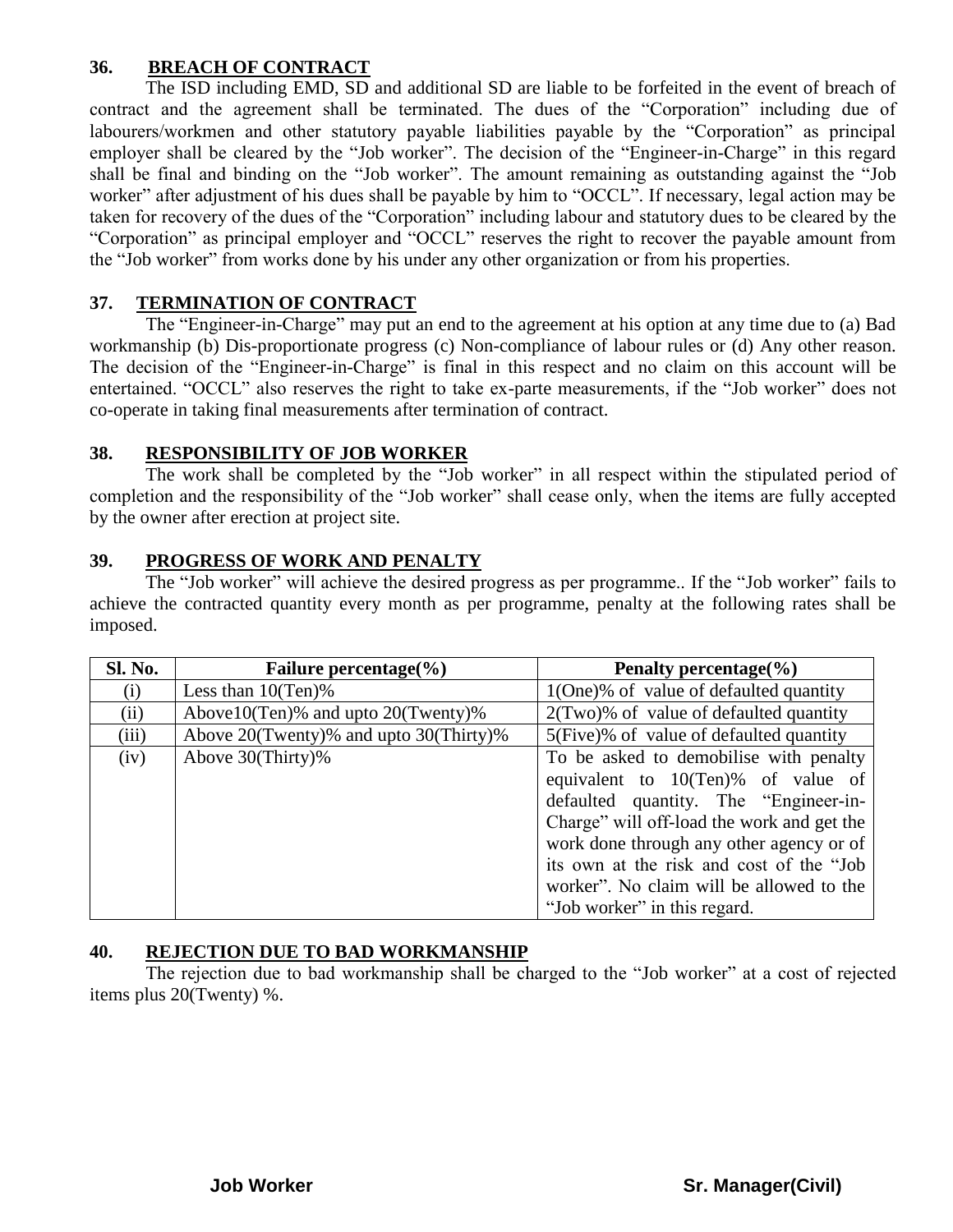## 36. BREACH OF CONTRACT

The ISD including EMD, SD and additional SD are liable to be forfeited in the event of breach of contract and the agreement shall be terminated. The dues of the "Corporation" including due of labourers/workmen and other statutory payable liabilities payable by the "Corporation" as principal employer shall be cleared by the "Job worker". The decision of the "Engineer-in-Charge" in this regard shall be final and binding on the "Job worker". The amount remaining as outstanding against the "Job worker" after adjustment of his dues shall be payable by him to "OCCL". If necessary, legal action may be taken for recovery of the dues of the "Corporation" including labour and statutory dues to be cleared by the "Corporation" as principal employer and "OCCL" reserves the right to recover the payable amount from the "Job worker" from works done by his under any other organization or from his properties.

## 37. TERMINATION OF CONTRACT

The "Engineer-in-Charge" may put an end to the agreement at his option at any time due to (a) Bad workmanship (b) Dis-proportionate progress (c) Non-compliance of labour rules or (d) Any other reason. The decision of the "Engineer-in-Charge" is final in this respect and no claim on this account will be entertained. "OCCL" also reserves the right to take ex-parte measurements, if the "Job worker" does not co-operate in taking final measurements after termination of contract.

## 38. RESPONSIBILITY OF JOB WORKER

The work shall be completed by the "Job worker" in all respect within the stipulated period of completion and the responsibility of the "Job worker" shall cease only, when the items are fully accepted by the owner after erection at project site.

## 39. PROGRESS OF WORK AND PENALTY

The "Job worker" will achieve the desired progress as per programme.. If the "Job worker" fails to achieve the contracted quantity every month as per programme, penalty at the following rates shall be imposed.

| Sl. No. | Failure percentage(%) | Penalty percentage(%) |
|---|---|---|
| (i) | Less than 10(Ten)% | 1(One)% of value of defaulted quantity |
| (ii) | Above10(Ten)% and upto 20(Twenty)% | 2(Two)% of value of defaulted quantity |
| (iii) | Above 20(Twenty)% and upto 30(Thirty)% | 5(Five)% of value of defaulted quantity |
| (iv) | Above 30(Thirty)% | To be asked to demobilise with penalty equivalent to 10(Ten)% of value of defaulted quantity. The "Engineer-in-Charge" will off-load the work and get the work done through any other agency or of its own at the risk and cost of the "Job worker". No claim will be allowed to the "Job worker" in this regard. |

## 40. REJECTION DUE TO BAD WORKMANSHIP

The rejection due to bad workmanship shall be charged to the "Job worker" at a cost of rejected items plus 20(Twenty) %.

**Job Worker** **Sr. Manager(Civil)**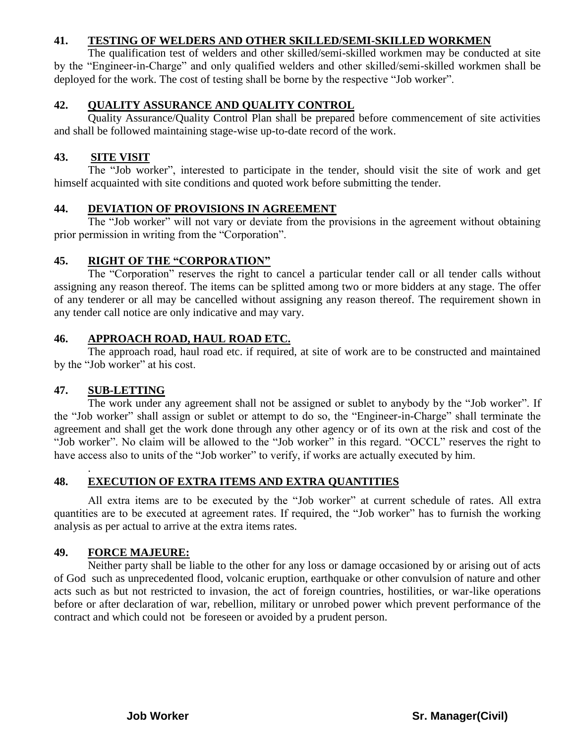**41. TESTING OF WELDERS AND OTHER SKILLED/SEMI-SKILLED WORKMEN**

The qualification test of welders and other skilled/semi-skilled workmen may be conducted at site by the "Engineer-in-Charge" and only qualified welders and other skilled/semi-skilled workmen shall be deployed for the work. The cost of testing shall be borne by the respective "Job worker".

**42. QUALITY ASSURANCE AND QUALITY CONTROL**

Quality Assurance/Quality Control Plan shall be prepared before commencement of site activities and shall be followed maintaining stage-wise up-to-date record of the work.

**43. SITE VISIT**

The "Job worker", interested to participate in the tender, should visit the site of work and get himself acquainted with site conditions and quoted work before submitting the tender.

**44. DEVIATION OF PROVISIONS IN AGREEMENT**

The "Job worker" will not vary or deviate from the provisions in the agreement without obtaining prior permission in writing from the "Corporation".

**45. RIGHT OF THE "CORPORATION"**

The "Corporation" reserves the right to cancel a particular tender call or all tender calls without assigning any reason thereof. The items can be splitted among two or more bidders at any stage. The offer of any tenderer or all may be cancelled without assigning any reason thereof. The requirement shown in any tender call notice are only indicative and may vary.

**46. APPROACH ROAD, HAUL ROAD ETC.**

The approach road, haul road etc. if required, at site of work are to be constructed and maintained by the "Job worker" at his cost.

**47. SUB-LETTING**

The work under any agreement shall not be assigned or sublet to anybody by the "Job worker". If the "Job worker" shall assign or sublet or attempt to do so, the "Engineer-in-Charge" shall terminate the agreement and shall get the work done through any other agency or of its own at the risk and cost of the "Job worker". No claim will be allowed to the "Job worker" in this regard. "OCCL" reserves the right to have access also to units of the "Job worker" to verify, if works are actually executed by him.

**48. EXECUTION OF EXTRA ITEMS AND EXTRA QUANTITIES**

All extra items are to be executed by the "Job worker" at current schedule of rates. All extra quantities are to be executed at agreement rates. If required, the "Job worker" has to furnish the working analysis as per actual to arrive at the extra items rates.

**49. FORCE MAJEURE:**

Neither party shall be liable to the other for any loss or damage occasioned by or arising out of acts of God such as unprecedented flood, volcanic eruption, earthquake or other convulsion of nature and other acts such as but not restricted to invasion, the act of foreign countries, hostilities, or war-like operations before or after declaration of war, rebellion, military or unrobed power which prevent performance of the contract and which could not be foreseen or avoided by a prudent person.

**Job Worker** **Sr. Manager(Civil)**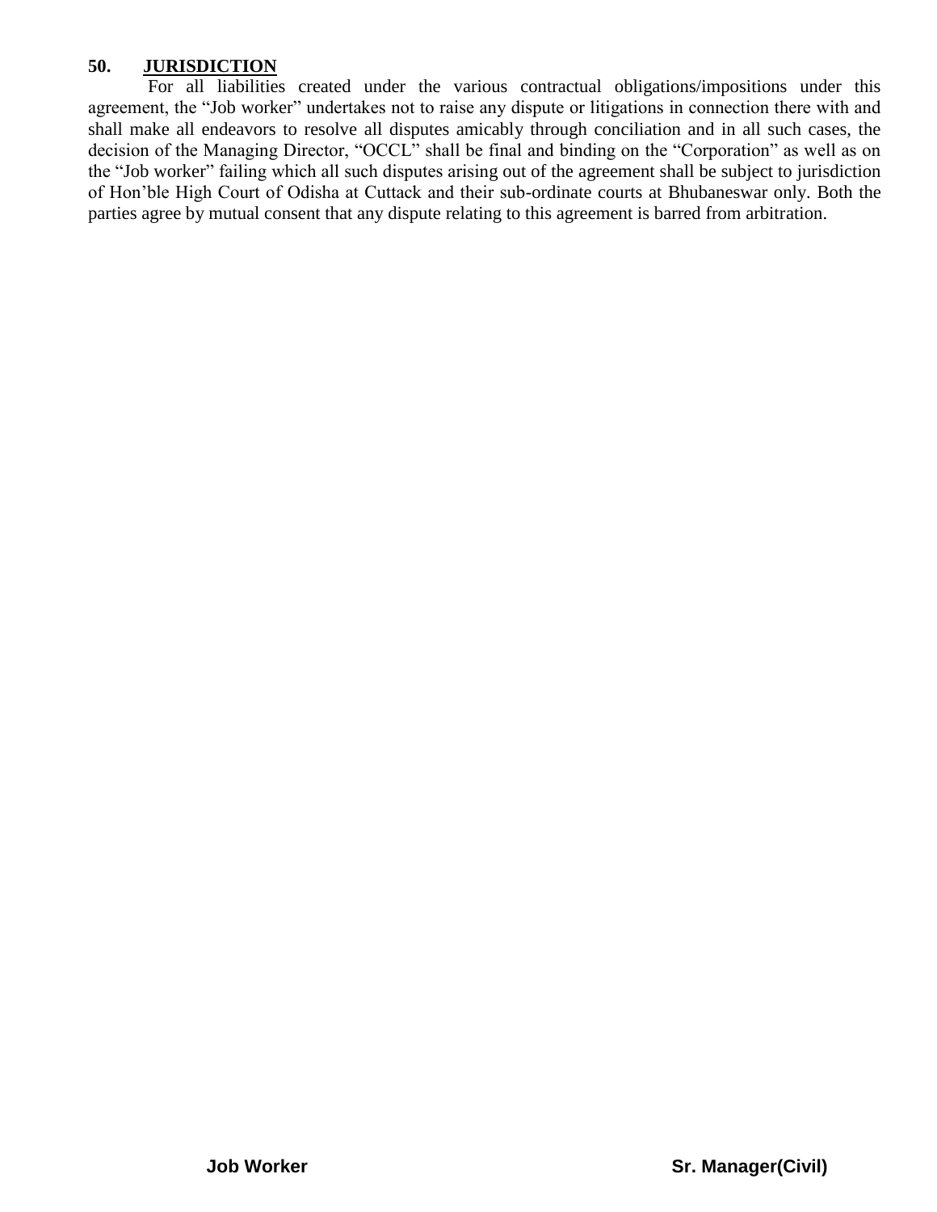## 50. JURISDICTION

For all liabilities created under the various contractual obligations/impositions under this agreement, the "Job worker" undertakes not to raise any dispute or litigations in connection there with and shall make all endeavors to resolve all disputes amicably through conciliation and in all such cases, the decision of the Managing Director, "OCCL" shall be final and binding on the "Corporation" as well as on the "Job worker" failing which all such disputes arising out of the agreement shall be subject to jurisdiction of Hon'ble High Court of Odisha at Cuttack and their sub-ordinate courts at Bhubaneswar only. Both the parties agree by mutual consent that any dispute relating to this agreement is barred from arbitration.

**Job Worker** **Sr. Manager(Civil)**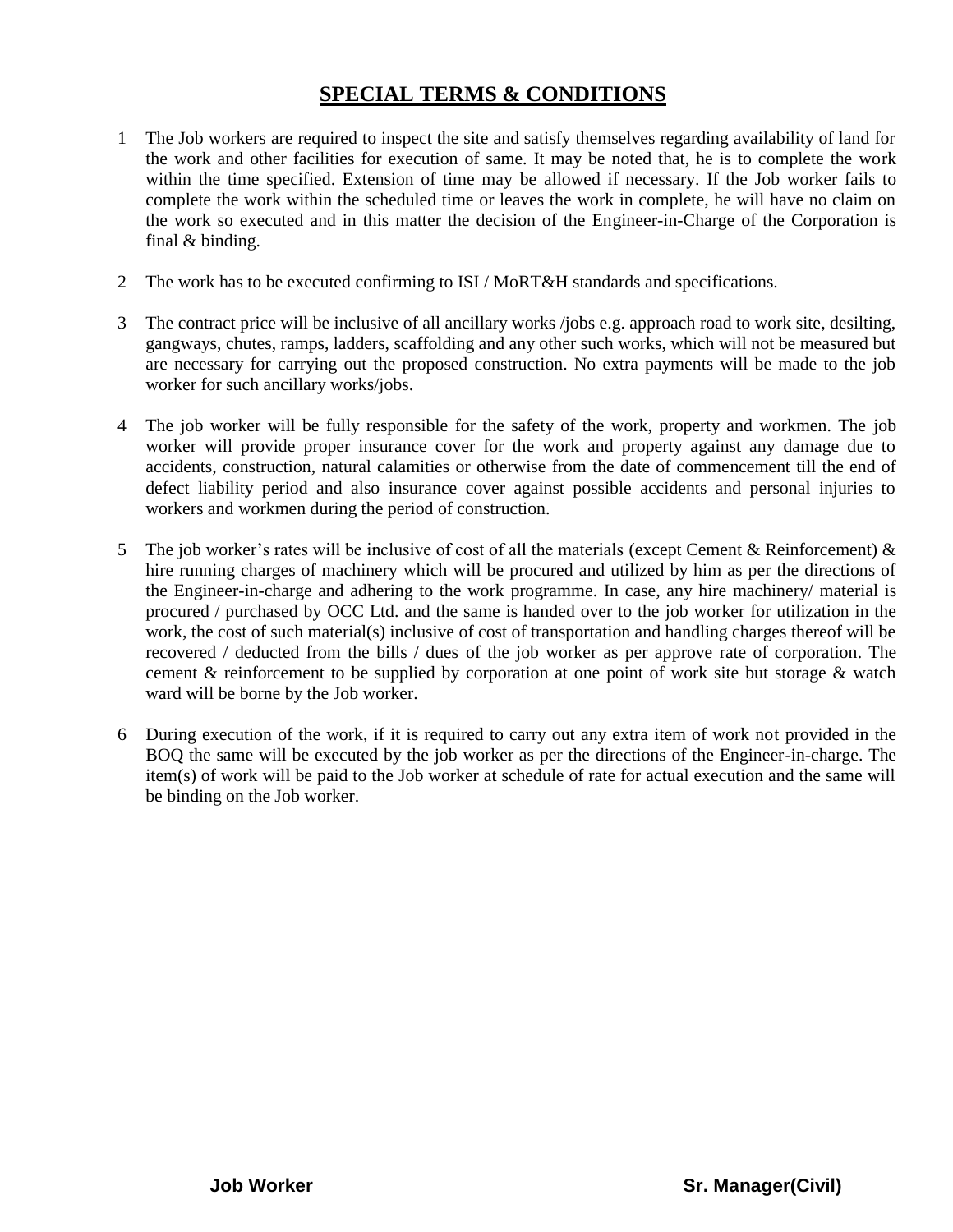## SPECIAL TERMS & CONDITIONS

1. The Job workers are required to inspect the site and satisfy themselves regarding availability of land for the work and other facilities for execution of same. It may be noted that, he is to complete the work within the time specified. Extension of time may be allowed if necessary. If the Job worker fails to complete the work within the scheduled time or leaves the work in complete, he will have no claim on the work so executed and in this matter the decision of the Engineer-in-Charge of the Corporation is final & binding.

2. The work has to be executed confirming to ISI / MoRT&H standards and specifications.

3. The contract price will be inclusive of all ancillary works /jobs e.g. approach road to work site, desilting, gangways, chutes, ramps, ladders, scaffolding and any other such works, which will not be measured but are necessary for carrying out the proposed construction. No extra payments will be made to the job worker for such ancillary works/jobs.

4. The job worker will be fully responsible for the safety of the work, property and workmen. The job worker will provide proper insurance cover for the work and property against any damage due to accidents, construction, natural calamities or otherwise from the date of commencement till the end of defect liability period and also insurance cover against possible accidents and personal injuries to workers and workmen during the period of construction.

5. The job worker's rates will be inclusive of cost of all the materials (except Cement & Reinforcement) & hire running charges of machinery which will be procured and utilized by him as per the directions of the Engineer-in-charge and adhering to the work programme. In case, any hire machinery/ material is procured / purchased by OCC Ltd. and the same is handed over to the job worker for utilization in the work, the cost of such material(s) inclusive of cost of transportation and handling charges thereof will be recovered / deducted from the bills / dues of the job worker as per approve rate of corporation. The cement & reinforcement to be supplied by corporation at one point of work site but storage & watch ward will be borne by the Job worker.

6. During execution of the work, if it is required to carry out any extra item of work not provided in the BOQ the same will be executed by the job worker as per the directions of the Engineer-in-charge. The item(s) of work will be paid to the Job worker at schedule of rate for actual execution and the same will be binding on the Job worker.

**Job Worker** **Sr. Manager(Civil)**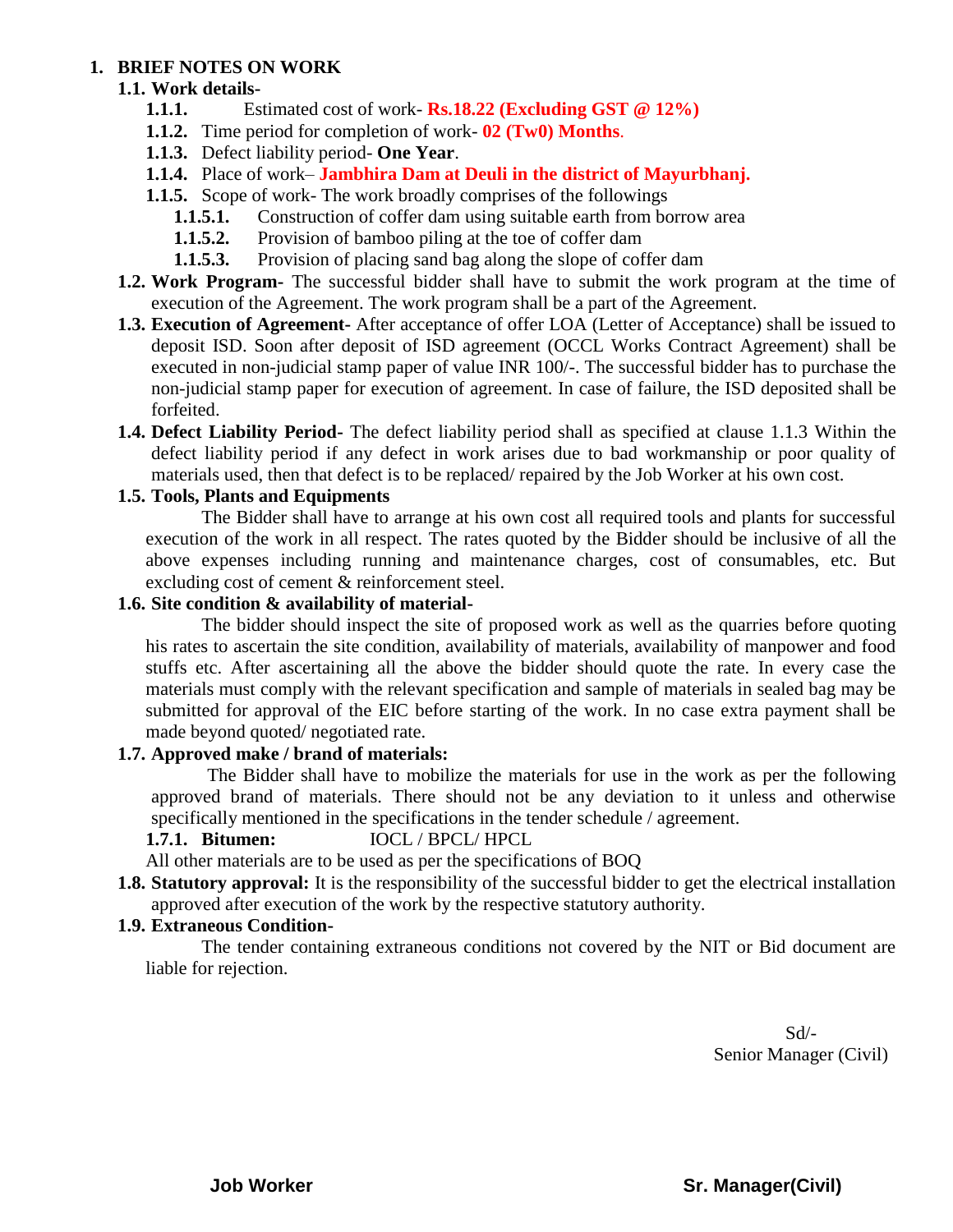# 1. BRIEF NOTES ON WORK

## 1.1. Work details-

**1.1.1.** Estimated cost of work- **Rs.18.22 (Excluding GST @ 12%)**

**1.1.2.** Time period for completion of work- **02 (Tw0) Months**.

**1.1.3.** Defect liability period- **One Year**.

**1.1.4.** Place of work– **Jambhira Dam at Deuli in the district of Mayurbhanj.**

**1.1.5.** Scope of work- The work broadly comprises of the followings

**1.1.5.1.** Construction of coffer dam using suitable earth from borrow area

**1.1.5.2.** Provision of bamboo piling at the toe of coffer dam

**1.1.5.3.** Provision of placing sand bag along the slope of coffer dam

**1.2. Work Program-** The successful bidder shall have to submit the work program at the time of execution of the Agreement. The work program shall be a part of the Agreement.

**1.3. Execution of Agreement-** After acceptance of offer LOA (Letter of Acceptance) shall be issued to deposit ISD. Soon after deposit of ISD agreement (OCCL Works Contract Agreement) shall be executed in non-judicial stamp paper of value INR 100/-. The successful bidder has to purchase the non-judicial stamp paper for execution of agreement. In case of failure, the ISD deposited shall be forfeited.

**1.4. Defect Liability Period-** The defect liability period shall as specified at clause 1.1.3 Within the defect liability period if any defect in work arises due to bad workmanship or poor quality of materials used, then that defect is to be replaced/ repaired by the Job Worker at his own cost.

**1.5. Tools, Plants and Equipments**

The Bidder shall have to arrange at his own cost all required tools and plants for successful execution of the work in all respect. The rates quoted by the Bidder should be inclusive of all the above expenses including running and maintenance charges, cost of consumables, etc. But excluding cost of cement & reinforcement steel.

**1.6. Site condition & availability of material-**

The bidder should inspect the site of proposed work as well as the quarries before quoting his rates to ascertain the site condition, availability of materials, availability of manpower and food stuffs etc. After ascertaining all the above the bidder should quote the rate. In every case the materials must comply with the relevant specification and sample of materials in sealed bag may be submitted for approval of the EIC before starting of the work. In no case extra payment shall be made beyond quoted/ negotiated rate.

**1.7. Approved make / brand of materials:**

The Bidder shall have to mobilize the materials for use in the work as per the following approved brand of materials. There should not be any deviation to it unless and otherwise specifically mentioned in the specifications in the tender schedule / agreement.

**1.7.1. Bitumen:** IOCL / BPCL/ HPCL

All other materials are to be used as per the specifications of BOQ

**1.8. Statutory approval:** It is the responsibility of the successful bidder to get the electrical installation approved after execution of the work by the respective statutory authority.

**1.9. Extraneous Condition-**

The tender containing extraneous conditions not covered by the NIT or Bid document are liable for rejection.

Sd/-
Senior Manager (Civil)

**Job Worker** **Sr. Manager(Civil)**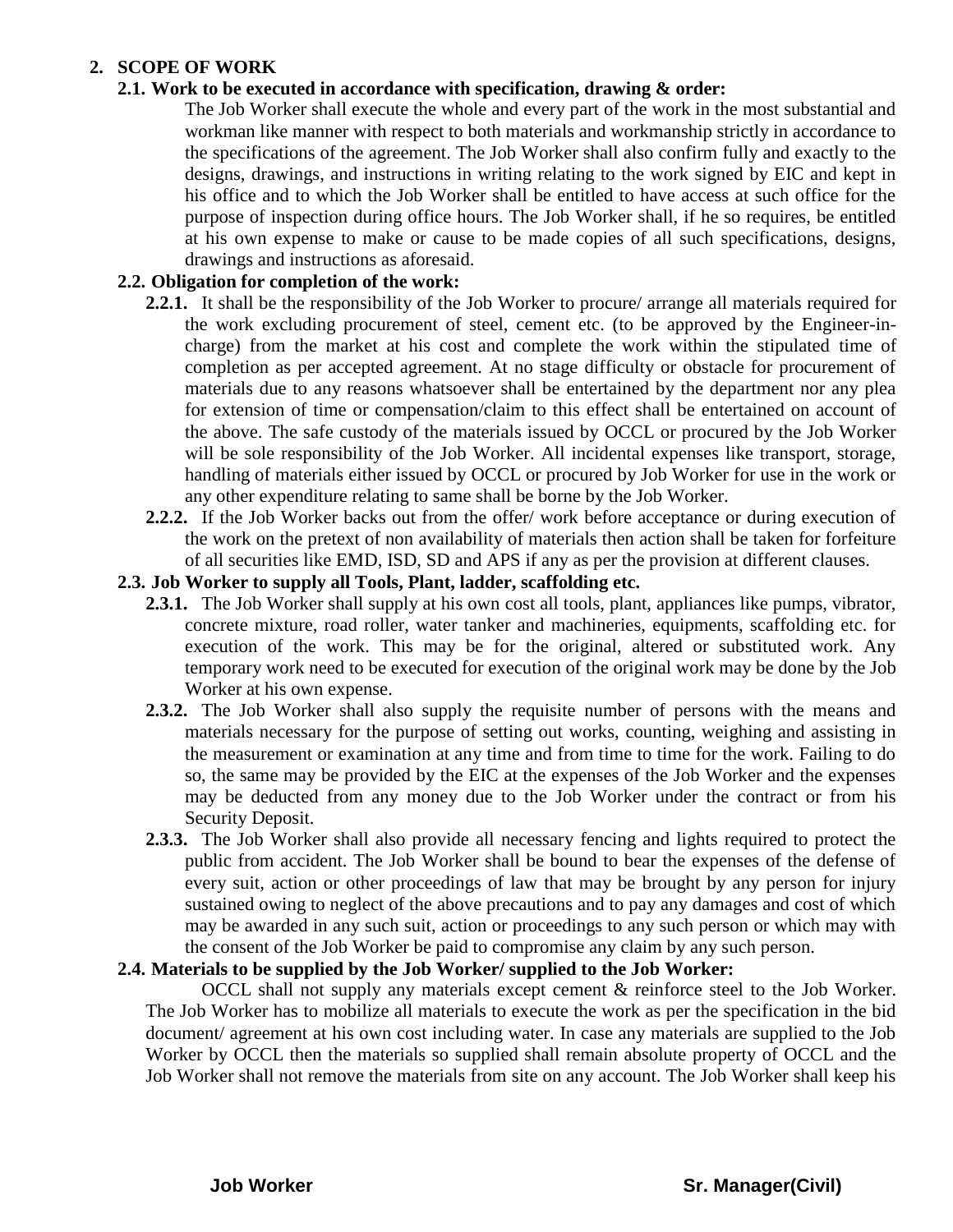## 2. SCOPE OF WORK

### 2.1. Work to be executed in accordance with specification, drawing & order:

The Job Worker shall execute the whole and every part of the work in the most substantial and workman like manner with respect to both materials and workmanship strictly in accordance to the specifications of the agreement. The Job Worker shall also confirm fully and exactly to the designs, drawings, and instructions in writing relating to the work signed by EIC and kept in his office and to which the Job Worker shall be entitled to have access at such office for the purpose of inspection during office hours. The Job Worker shall, if he so requires, be entitled at his own expense to make or cause to be made copies of all such specifications, designs, drawings and instructions as aforesaid.

### 2.2. Obligation for completion of the work:

**2.2.1.** It shall be the responsibility of the Job Worker to procure/ arrange all materials required for the work excluding procurement of steel, cement etc. (to be approved by the Engineer-in-charge) from the market at his cost and complete the work within the stipulated time of completion as per accepted agreement. At no stage difficulty or obstacle for procurement of materials due to any reasons whatsoever shall be entertained by the department nor any plea for extension of time or compensation/claim to this effect shall be entertained on account of the above. The safe custody of the materials issued by OCCL or procured by the Job Worker will be sole responsibility of the Job Worker. All incidental expenses like transport, storage, handling of materials either issued by OCCL or procured by Job Worker for use in the work or any other expenditure relating to same shall be borne by the Job Worker.

**2.2.2.** If the Job Worker backs out from the offer/ work before acceptance or during execution of the work on the pretext of non availability of materials then action shall be taken for forfeiture of all securities like EMD, ISD, SD and APS if any as per the provision at different clauses.

### 2.3. Job Worker to supply all Tools, Plant, ladder, scaffolding etc.

**2.3.1.** The Job Worker shall supply at his own cost all tools, plant, appliances like pumps, vibrator, concrete mixture, road roller, water tanker and machineries, equipments, scaffolding etc. for execution of the work. This may be for the original, altered or substituted work. Any temporary work need to be executed for execution of the original work may be done by the Job Worker at his own expense.

**2.3.2.** The Job Worker shall also supply the requisite number of persons with the means and materials necessary for the purpose of setting out works, counting, weighing and assisting in the measurement or examination at any time and from time to time for the work. Failing to do so, the same may be provided by the EIC at the expenses of the Job Worker and the expenses may be deducted from any money due to the Job Worker under the contract or from his Security Deposit.

**2.3.3.** The Job Worker shall also provide all necessary fencing and lights required to protect the public from accident. The Job Worker shall be bound to bear the expenses of the defense of every suit, action or other proceedings of law that may be brought by any person for injury sustained owing to neglect of the above precautions and to pay any damages and cost of which may be awarded in any such suit, action or proceedings to any such person or which may with the consent of the Job Worker be paid to compromise any claim by any such person.

### 2.4. Materials to be supplied by the Job Worker/ supplied to the Job Worker:

OCCL shall not supply any materials except cement & reinforce steel to the Job Worker. The Job Worker has to mobilize all materials to execute the work as per the specification in the bid document/ agreement at his own cost including water. In case any materials are supplied to the Job Worker by OCCL then the materials so supplied shall remain absolute property of OCCL and the Job Worker shall not remove the materials from site on any account. The Job Worker shall keep his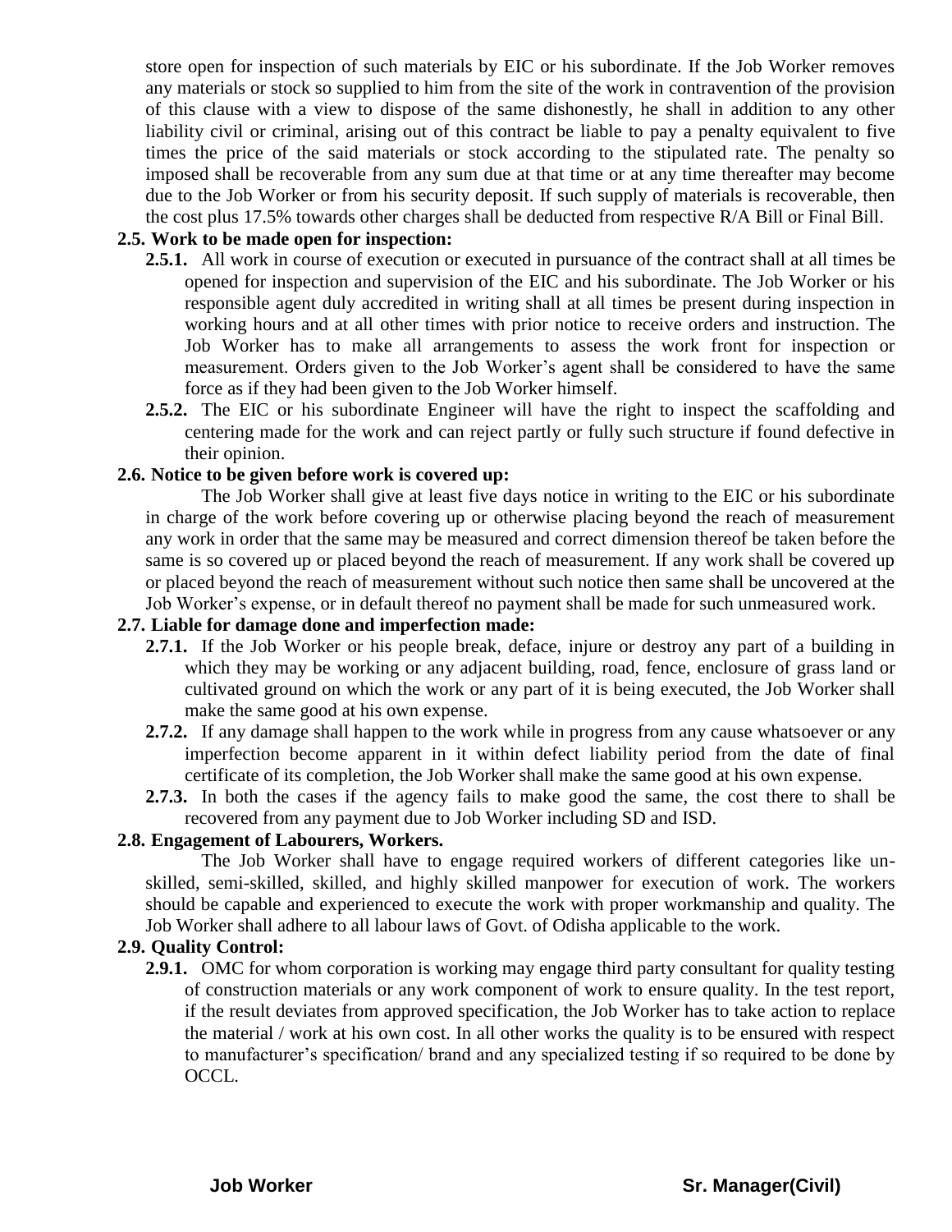store open for inspection of such materials by EIC or his subordinate. If the Job Worker removes any materials or stock so supplied to him from the site of the work in contravention of the provision of this clause with a view to dispose of the same dishonestly, he shall in addition to any other liability civil or criminal, arising out of this contract be liable to pay a penalty equivalent to five times the price of the said materials or stock according to the stipulated rate. The penalty so imposed shall be recoverable from any sum due at that time or at any time thereafter may become due to the Job Worker or from his security deposit. If such supply of materials is recoverable, then the cost plus 17.5% towards other charges shall be deducted from respective R/A Bill or Final Bill.

**2.5. Work to be made open for inspection:**

- **2.5.1.** All work in course of execution or executed in pursuance of the contract shall at all times be opened for inspection and supervision of the EIC and his subordinate. The Job Worker or his responsible agent duly accredited in writing shall at all times be present during inspection in working hours and at all other times with prior notice to receive orders and instruction. The Job Worker has to make all arrangements to assess the work front for inspection or measurement. Orders given to the Job Worker's agent shall be considered to have the same force as if they had been given to the Job Worker himself.
- **2.5.2.** The EIC or his subordinate Engineer will have the right to inspect the scaffolding and centering made for the work and can reject partly or fully such structure if found defective in their opinion.

**2.6. Notice to be given before work is covered up:**

The Job Worker shall give at least five days notice in writing to the EIC or his subordinate in charge of the work before covering up or otherwise placing beyond the reach of measurement any work in order that the same may be measured and correct dimension thereof be taken before the same is so covered up or placed beyond the reach of measurement. If any work shall be covered up or placed beyond the reach of measurement without such notice then same shall be uncovered at the Job Worker's expense, or in default thereof no payment shall be made for such unmeasured work.

**2.7. Liable for damage done and imperfection made:**

- **2.7.1.** If the Job Worker or his people break, deface, injure or destroy any part of a building in which they may be working or any adjacent building, road, fence, enclosure of grass land or cultivated ground on which the work or any part of it is being executed, the Job Worker shall make the same good at his own expense.
- **2.7.2.** If any damage shall happen to the work while in progress from any cause whatsoever or any imperfection become apparent in it within defect liability period from the date of final certificate of its completion, the Job Worker shall make the same good at his own expense.
- **2.7.3.** In both the cases if the agency fails to make good the same, the cost there to shall be recovered from any payment due to Job Worker including SD and ISD.

**2.8. Engagement of Labourers, Workers.**

The Job Worker shall have to engage required workers of different categories like un-skilled, semi-skilled, skilled, and highly skilled manpower for execution of work. The workers should be capable and experienced to execute the work with proper workmanship and quality. The Job Worker shall adhere to all labour laws of Govt. of Odisha applicable to the work.

**2.9. Quality Control:**

- **2.9.1.** OMC for whom corporation is working may engage third party consultant for quality testing of construction materials or any work component of work to ensure quality. In the test report, if the result deviates from approved specification, the Job Worker has to take action to replace the material / work at his own cost. In all other works the quality is to be ensured with respect to manufacturer's specification/ brand and any specialized testing if so required to be done by OCCL.

**Job Worker** **Sr. Manager(Civil)**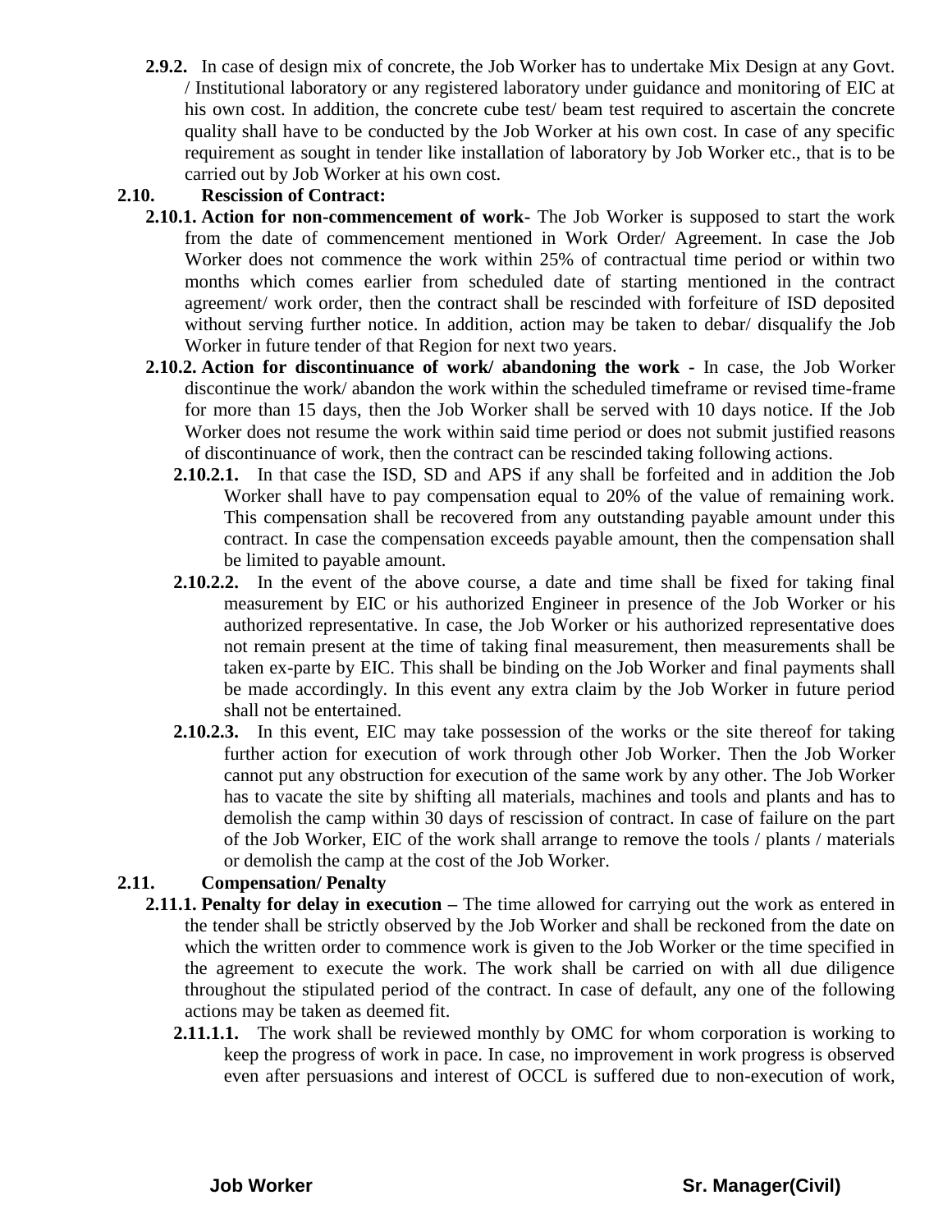**2.9.2.** In case of design mix of concrete, the Job Worker has to undertake Mix Design at any Govt. / Institutional laboratory or any registered laboratory under guidance and monitoring of EIC at his own cost. In addition, the concrete cube test/ beam test required to ascertain the concrete quality shall have to be conducted by the Job Worker at his own cost. In case of any specific requirement as sought in tender like installation of laboratory by Job Worker etc., that is to be carried out by Job Worker at his own cost.

**2.10. Rescission of Contract:**

**2.10.1. Action for non-commencement of work-** The Job Worker is supposed to start the work from the date of commencement mentioned in Work Order/ Agreement. In case the Job Worker does not commence the work within 25% of contractual time period or within two months which comes earlier from scheduled date of starting mentioned in the contract agreement/ work order, then the contract shall be rescinded with forfeiture of ISD deposited without serving further notice. In addition, action may be taken to debar/ disqualify the Job Worker in future tender of that Region for next two years.

**2.10.2. Action for discontinuance of work/ abandoning the work -** In case, the Job Worker discontinue the work/ abandon the work within the scheduled timeframe or revised time-frame for more than 15 days, then the Job Worker shall be served with 10 days notice. If the Job Worker does not resume the work within said time period or does not submit justified reasons of discontinuance of work, then the contract can be rescinded taking following actions.

**2.10.2.1.** In that case the ISD, SD and APS if any shall be forfeited and in addition the Job Worker shall have to pay compensation equal to 20% of the value of remaining work. This compensation shall be recovered from any outstanding payable amount under this contract. In case the compensation exceeds payable amount, then the compensation shall be limited to payable amount.

**2.10.2.2.** In the event of the above course, a date and time shall be fixed for taking final measurement by EIC or his authorized Engineer in presence of the Job Worker or his authorized representative. In case, the Job Worker or his authorized representative does not remain present at the time of taking final measurement, then measurements shall be taken ex-parte by EIC. This shall be binding on the Job Worker and final payments shall be made accordingly. In this event any extra claim by the Job Worker in future period shall not be entertained.

**2.10.2.3.** In this event, EIC may take possession of the works or the site thereof for taking further action for execution of work through other Job Worker. Then the Job Worker cannot put any obstruction for execution of the same work by any other. The Job Worker has to vacate the site by shifting all materials, machines and tools and plants and has to demolish the camp within 30 days of rescission of contract. In case of failure on the part of the Job Worker, EIC of the work shall arrange to remove the tools / plants / materials or demolish the camp at the cost of the Job Worker.

**2.11. Compensation/ Penalty**

**2.11.1. Penalty for delay in execution –** The time allowed for carrying out the work as entered in the tender shall be strictly observed by the Job Worker and shall be reckoned from the date on which the written order to commence work is given to the Job Worker or the time specified in the agreement to execute the work. The work shall be carried on with all due diligence throughout the stipulated period of the contract. In case of default, any one of the following actions may be taken as deemed fit.

**2.11.1.1.** The work shall be reviewed monthly by OMC for whom corporation is working to keep the progress of work in pace. In case, no improvement in work progress is observed even after persuasions and interest of OCCL is suffered due to non-execution of work,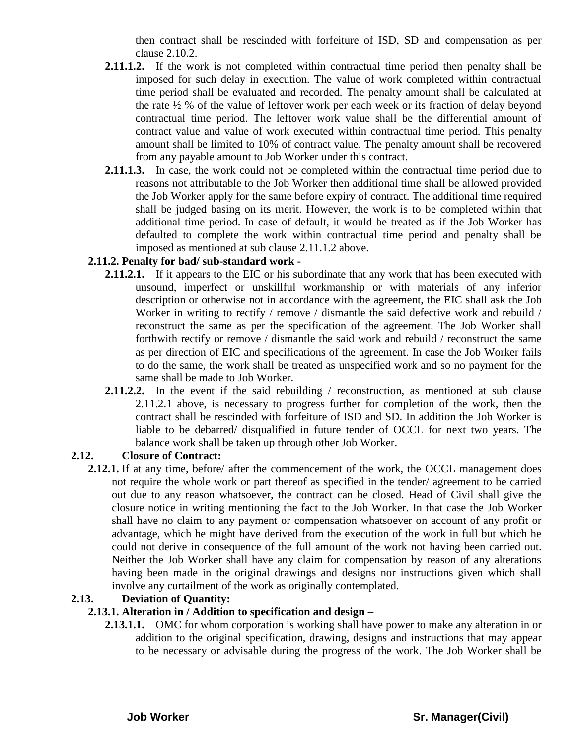then contract shall be rescinded with forfeiture of ISD, SD and compensation as per clause 2.10.2.

**2.11.1.2.** If the work is not completed within contractual time period then penalty shall be imposed for such delay in execution. The value of work completed within contractual time period shall be evaluated and recorded. The penalty amount shall be calculated at the rate ½ % of the value of leftover work per each week or its fraction of delay beyond contractual time period. The leftover work value shall be the differential amount of contract value and value of work executed within contractual time period. This penalty amount shall be limited to 10% of contract value. The penalty amount shall be recovered from any payable amount to Job Worker under this contract.

**2.11.1.3.** In case, the work could not be completed within the contractual time period due to reasons not attributable to the Job Worker then additional time shall be allowed provided the Job Worker apply for the same before expiry of contract. The additional time required shall be judged basing on its merit. However, the work is to be completed within that additional time period. In case of default, it would be treated as if the Job Worker has defaulted to complete the work within contractual time period and penalty shall be imposed as mentioned at sub clause 2.11.1.2 above.

**2.11.2. Penalty for bad/ sub-standard work -**

**2.11.2.1.** If it appears to the EIC or his subordinate that any work that has been executed with unsound, imperfect or unskillful workmanship or with materials of any inferior description or otherwise not in accordance with the agreement, the EIC shall ask the Job Worker in writing to rectify / remove / dismantle the said defective work and rebuild / reconstruct the same as per the specification of the agreement. The Job Worker shall forthwith rectify or remove / dismantle the said work and rebuild / reconstruct the same as per direction of EIC and specifications of the agreement. In case the Job Worker fails to do the same, the work shall be treated as unspecified work and so no payment for the same shall be made to Job Worker.

**2.11.2.2.** In the event if the said rebuilding / reconstruction, as mentioned at sub clause 2.11.2.1 above, is necessary to progress further for completion of the work, then the contract shall be rescinded with forfeiture of ISD and SD. In addition the Job Worker is liable to be debarred/ disqualified in future tender of OCCL for next two years. The balance work shall be taken up through other Job Worker.

**2.12. Closure of Contract:**

**2.12.1.** If at any time, before/ after the commencement of the work, the OCCL management does not require the whole work or part thereof as specified in the tender/ agreement to be carried out due to any reason whatsoever, the contract can be closed. Head of Civil shall give the closure notice in writing mentioning the fact to the Job Worker. In that case the Job Worker shall have no claim to any payment or compensation whatsoever on account of any profit or advantage, which he might have derived from the execution of the work in full but which he could not derive in consequence of the full amount of the work not having been carried out. Neither the Job Worker shall have any claim for compensation by reason of any alterations having been made in the original drawings and designs nor instructions given which shall involve any curtailment of the work as originally contemplated.

**2.13. Deviation of Quantity:**

**2.13.1. Alteration in / Addition to specification and design –**

**2.13.1.1.** OMC for whom corporation is working shall have power to make any alteration in or addition to the original specification, drawing, designs and instructions that may appear to be necessary or advisable during the progress of the work. The Job Worker shall be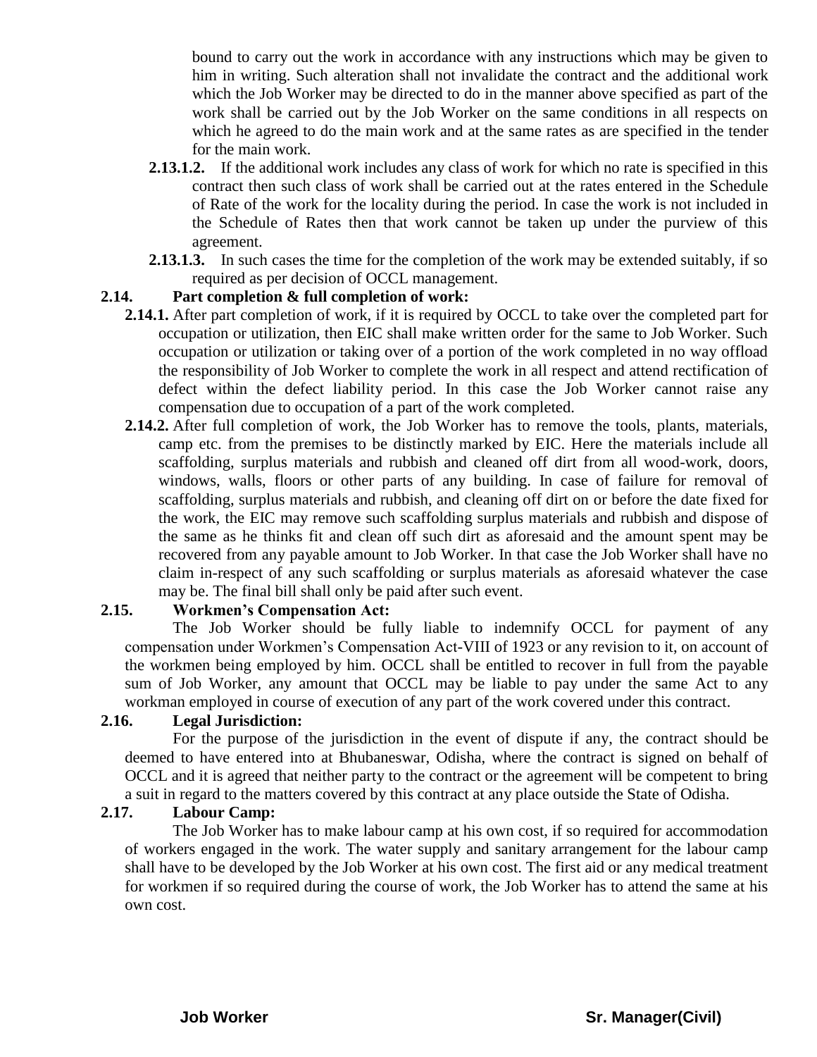bound to carry out the work in accordance with any instructions which may be given to him in writing. Such alteration shall not invalidate the contract and the additional work which the Job Worker may be directed to do in the manner above specified as part of the work shall be carried out by the Job Worker on the same conditions in all respects on which he agreed to do the main work and at the same rates as are specified in the tender for the main work.

**2.13.1.2.** If the additional work includes any class of work for which no rate is specified in this contract then such class of work shall be carried out at the rates entered in the Schedule of Rate of the work for the locality during the period. In case the work is not included in the Schedule of Rates then that work cannot be taken up under the purview of this agreement.

**2.13.1.3.** In such cases the time for the completion of the work may be extended suitably, if so required as per decision of OCCL management.

### 2.14. Part completion & full completion of work:

**2.14.1.** After part completion of work, if it is required by OCCL to take over the completed part for occupation or utilization, then EIC shall make written order for the same to Job Worker. Such occupation or utilization or taking over of a portion of the work completed in no way offload the responsibility of Job Worker to complete the work in all respect and attend rectification of defect within the defect liability period. In this case the Job Worker cannot raise any compensation due to occupation of a part of the work completed.

**2.14.2.** After full completion of work, the Job Worker has to remove the tools, plants, materials, camp etc. from the premises to be distinctly marked by EIC. Here the materials include all scaffolding, surplus materials and rubbish and cleaned off dirt from all wood-work, doors, windows, walls, floors or other parts of any building. In case of failure for removal of scaffolding, surplus materials and rubbish, and cleaning off dirt on or before the date fixed for the work, the EIC may remove such scaffolding surplus materials and rubbish and dispose of the same as he thinks fit and clean off such dirt as aforesaid and the amount spent may be recovered from any payable amount to Job Worker. In that case the Job Worker shall have no claim in-respect of any such scaffolding or surplus materials as aforesaid whatever the case may be. The final bill shall only be paid after such event.

### 2.15. Workmen's Compensation Act:

The Job Worker should be fully liable to indemnify OCCL for payment of any compensation under Workmen's Compensation Act-VIII of 1923 or any revision to it, on account of the workmen being employed by him. OCCL shall be entitled to recover in full from the payable sum of Job Worker, any amount that OCCL may be liable to pay under the same Act to any workman employed in course of execution of any part of the work covered under this contract.

### 2.16. Legal Jurisdiction:

For the purpose of the jurisdiction in the event of dispute if any, the contract should be deemed to have entered into at Bhubaneswar, Odisha, where the contract is signed on behalf of OCCL and it is agreed that neither party to the contract or the agreement will be competent to bring a suit in regard to the matters covered by this contract at any place outside the State of Odisha.

### 2.17. Labour Camp:

The Job Worker has to make labour camp at his own cost, if so required for accommodation of workers engaged in the work. The water supply and sanitary arrangement for the labour camp shall have to be developed by the Job Worker at his own cost. The first aid or any medical treatment for workmen if so required during the course of work, the Job Worker has to attend the same at his own cost.

**Job Worker** **Sr. Manager(Civil)**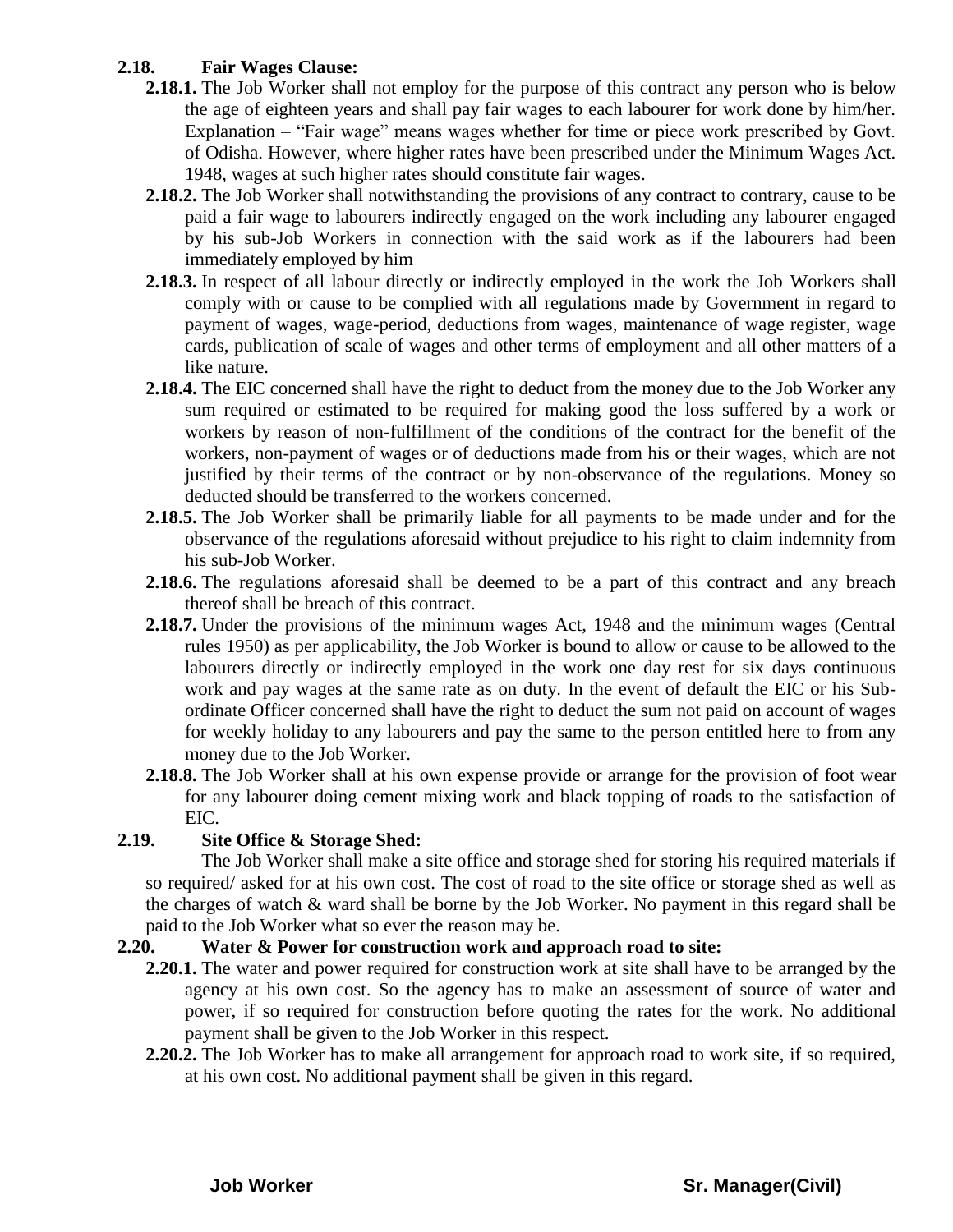**2.18. Fair Wages Clause:**

**2.18.1.** The Job Worker shall not employ for the purpose of this contract any person who is below the age of eighteen years and shall pay fair wages to each labourer for work done by him/her. Explanation – "Fair wage" means wages whether for time or piece work prescribed by Govt. of Odisha. However, where higher rates have been prescribed under the Minimum Wages Act. 1948, wages at such higher rates should constitute fair wages.

**2.18.2.** The Job Worker shall notwithstanding the provisions of any contract to contrary, cause to be paid a fair wage to labourers indirectly engaged on the work including any labourer engaged by his sub-Job Workers in connection with the said work as if the labourers had been immediately employed by him

**2.18.3.** In respect of all labour directly or indirectly employed in the work the Job Workers shall comply with or cause to be complied with all regulations made by Government in regard to payment of wages, wage-period, deductions from wages, maintenance of wage register, wage cards, publication of scale of wages and other terms of employment and all other matters of a like nature.

**2.18.4.** The EIC concerned shall have the right to deduct from the money due to the Job Worker any sum required or estimated to be required for making good the loss suffered by a work or workers by reason of non-fulfillment of the conditions of the contract for the benefit of the workers, non-payment of wages or of deductions made from his or their wages, which are not justified by their terms of the contract or by non-observance of the regulations. Money so deducted should be transferred to the workers concerned.

**2.18.5.** The Job Worker shall be primarily liable for all payments to be made under and for the observance of the regulations aforesaid without prejudice to his right to claim indemnity from his sub-Job Worker.

**2.18.6.** The regulations aforesaid shall be deemed to be a part of this contract and any breach thereof shall be breach of this contract.

**2.18.7.** Under the provisions of the minimum wages Act, 1948 and the minimum wages (Central rules 1950) as per applicability, the Job Worker is bound to allow or cause to be allowed to the labourers directly or indirectly employed in the work one day rest for six days continuous work and pay wages at the same rate as on duty. In the event of default the EIC or his Sub-ordinate Officer concerned shall have the right to deduct the sum not paid on account of wages for weekly holiday to any labourers and pay the same to the person entitled here to from any money due to the Job Worker.

**2.18.8.** The Job Worker shall at his own expense provide or arrange for the provision of foot wear for any labourer doing cement mixing work and black topping of roads to the satisfaction of EIC.

**2.19. Site Office & Storage Shed:**

The Job Worker shall make a site office and storage shed for storing his required materials if so required/ asked for at his own cost. The cost of road to the site office or storage shed as well as the charges of watch & ward shall be borne by the Job Worker. No payment in this regard shall be paid to the Job Worker what so ever the reason may be.

**2.20. Water & Power for construction work and approach road to site:**

**2.20.1.** The water and power required for construction work at site shall have to be arranged by the agency at his own cost. So the agency has to make an assessment of source of water and power, if so required for construction before quoting the rates for the work. No additional payment shall be given to the Job Worker in this respect.

**2.20.2.** The Job Worker has to make all arrangement for approach road to work site, if so required, at his own cost. No additional payment shall be given in this regard.

**Job Worker** **Sr. Manager(Civil)**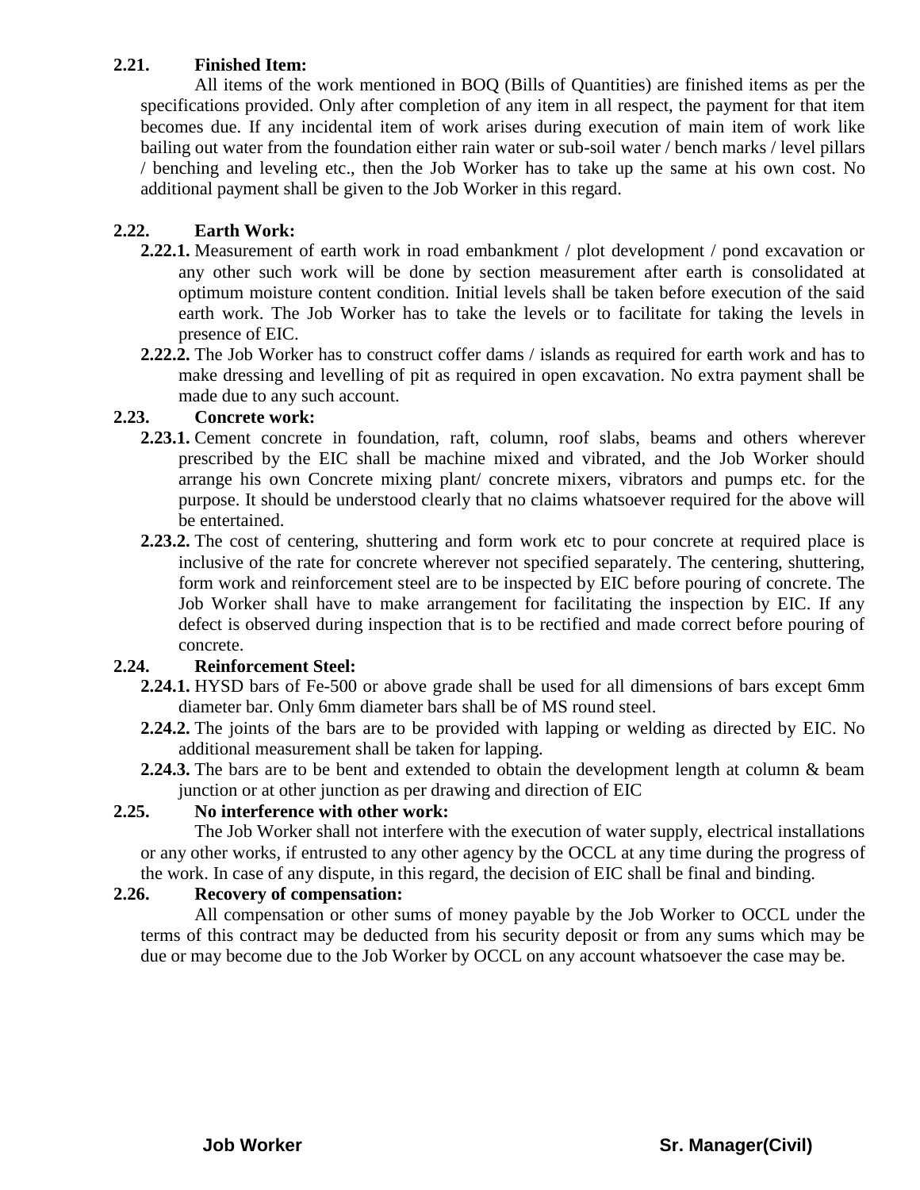**2.21. Finished Item:**

All items of the work mentioned in BOQ (Bills of Quantities) are finished items as per the specifications provided. Only after completion of any item in all respect, the payment for that item becomes due. If any incidental item of work arises during execution of main item of work like bailing out water from the foundation either rain water or sub-soil water / bench marks / level pillars / benching and leveling etc., then the Job Worker has to take up the same at his own cost. No additional payment shall be given to the Job Worker in this regard.

**2.22. Earth Work:**

**2.22.1.** Measurement of earth work in road embankment / plot development / pond excavation or any other such work will be done by section measurement after earth is consolidated at optimum moisture content condition. Initial levels shall be taken before execution of the said earth work. The Job Worker has to take the levels or to facilitate for taking the levels in presence of EIC.

**2.22.2.** The Job Worker has to construct coffer dams / islands as required for earth work and has to make dressing and levelling of pit as required in open excavation. No extra payment shall be made due to any such account.

**2.23. Concrete work:**

**2.23.1.** Cement concrete in foundation, raft, column, roof slabs, beams and others wherever prescribed by the EIC shall be machine mixed and vibrated, and the Job Worker should arrange his own Concrete mixing plant/ concrete mixers, vibrators and pumps etc. for the purpose. It should be understood clearly that no claims whatsoever required for the above will be entertained.

**2.23.2.** The cost of centering, shuttering and form work etc to pour concrete at required place is inclusive of the rate for concrete wherever not specified separately. The centering, shuttering, form work and reinforcement steel are to be inspected by EIC before pouring of concrete. The Job Worker shall have to make arrangement for facilitating the inspection by EIC. If any defect is observed during inspection that is to be rectified and made correct before pouring of concrete.

**2.24. Reinforcement Steel:**

**2.24.1.** HYSD bars of Fe-500 or above grade shall be used for all dimensions of bars except 6mm diameter bar. Only 6mm diameter bars shall be of MS round steel.

**2.24.2.** The joints of the bars are to be provided with lapping or welding as directed by EIC. No additional measurement shall be taken for lapping.

**2.24.3.** The bars are to be bent and extended to obtain the development length at column & beam junction or at other junction as per drawing and direction of EIC

**2.25. No interference with other work:**

The Job Worker shall not interfere with the execution of water supply, electrical installations or any other works, if entrusted to any other agency by the OCCL at any time during the progress of the work. In case of any dispute, in this regard, the decision of EIC shall be final and binding.

**2.26. Recovery of compensation:**

All compensation or other sums of money payable by the Job Worker to OCCL under the terms of this contract may be deducted from his security deposit or from any sums which may be due or may become due to the Job Worker by OCCL on any account whatsoever the case may be.

**Job Worker** **Sr. Manager(Civil)**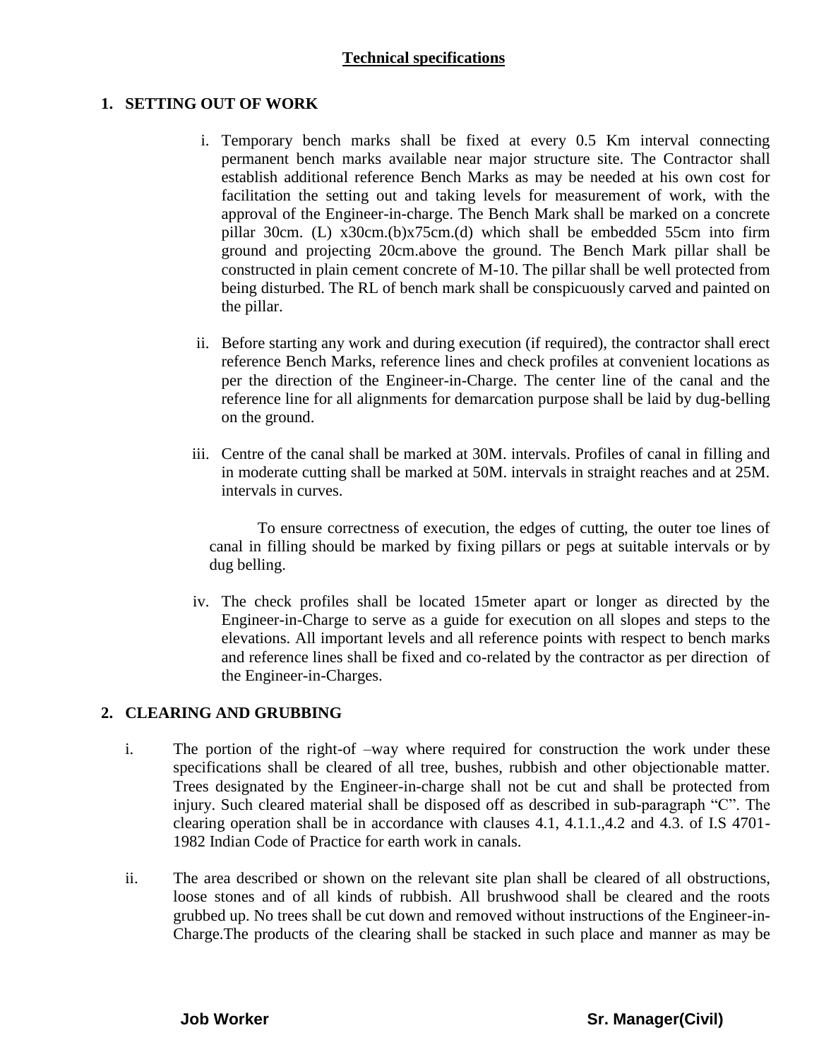## Technical specifications

### 1. SETTING OUT OF WORK

i. Temporary bench marks shall be fixed at every 0.5 Km interval connecting permanent bench marks available near major structure site. The Contractor shall establish additional reference Bench Marks as may be needed at his own cost for facilitation the setting out and taking levels for measurement of work, with the approval of the Engineer-in-charge. The Bench Mark shall be marked on a concrete pillar 30cm. (L) x30cm.(b)x75cm.(d) which shall be embedded 55cm into firm ground and projecting 20cm.above the ground. The Bench Mark pillar shall be constructed in plain cement concrete of M-10. The pillar shall be well protected from being disturbed. The RL of bench mark shall be conspicuously carved and painted on the pillar.

ii. Before starting any work and during execution (if required), the contractor shall erect reference Bench Marks, reference lines and check profiles at convenient locations as per the direction of the Engineer-in-Charge. The center line of the canal and the reference line for all alignments for demarcation purpose shall be laid by dug-belling on the ground.

iii. Centre of the canal shall be marked at 30M. intervals. Profiles of canal in filling and in moderate cutting shall be marked at 50M. intervals in straight reaches and at 25M. intervals in curves.

To ensure correctness of execution, the edges of cutting, the outer toe lines of canal in filling should be marked by fixing pillars or pegs at suitable intervals or by dug belling.

iv. The check profiles shall be located 15meter apart or longer as directed by the Engineer-in-Charge to serve as a guide for execution on all slopes and steps to the elevations. All important levels and all reference points with respect to bench marks and reference lines shall be fixed and co-related by the contractor as per direction of the Engineer-in-Charges.

### 2. CLEARING AND GRUBBING

i. The portion of the right-of –way where required for construction the work under these specifications shall be cleared of all tree, bushes, rubbish and other objectionable matter. Trees designated by the Engineer-in-charge shall not be cut and shall be protected from injury. Such cleared material shall be disposed off as described in sub-paragraph "C". The clearing operation shall be in accordance with clauses 4.1, 4.1.1.,4.2 and 4.3. of I.S 4701-1982 Indian Code of Practice for earth work in canals.

ii. The area described or shown on the relevant site plan shall be cleared of all obstructions, loose stones and of all kinds of rubbish. All brushwood shall be cleared and the roots grubbed up. No trees shall be cut down and removed without instructions of the Engineer-in-Charge.The products of the clearing shall be stacked in such place and manner as may be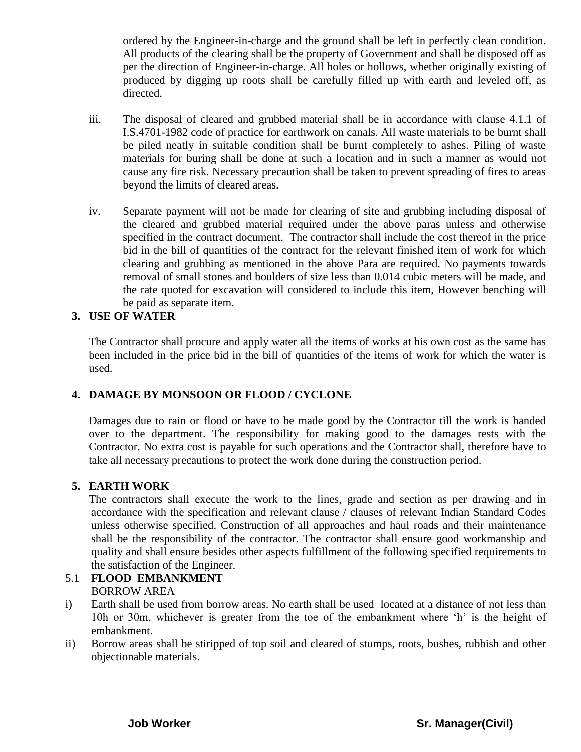ordered by the Engineer-in-charge and the ground shall be left in perfectly clean condition. All products of the clearing shall be the property of Government and shall be disposed off as per the direction of Engineer-in-charge. All holes or hollows, whether originally existing of produced by digging up roots shall be carefully filled up with earth and leveled off, as directed.

iii. The disposal of cleared and grubbed material shall be in accordance with clause 4.1.1 of I.S.4701-1982 code of practice for earthwork on canals. All waste materials to be burnt shall be piled neatly in suitable condition shall be burnt completely to ashes. Piling of waste materials for buring shall be done at such a location and in such a manner as would not cause any fire risk. Necessary precaution shall be taken to prevent spreading of fires to areas beyond the limits of cleared areas.

iv. Separate payment will not be made for clearing of site and grubbing including disposal of the cleared and grubbed material required under the above paras unless and otherwise specified in the contract document. The contractor shall include the cost thereof in the price bid in the bill of quantities of the contract for the relevant finished item of work for which clearing and grubbing as mentioned in the above Para are required. No payments towards removal of small stones and boulders of size less than 0.014 cubic meters will be made, and the rate quoted for excavation will considered to include this item, However benching will be paid as separate item.

**3. USE OF WATER**

The Contractor shall procure and apply water all the items of works at his own cost as the same has been included in the price bid in the bill of quantities of the items of work for which the water is used.

**4. DAMAGE BY MONSOON OR FLOOD / CYCLONE**

Damages due to rain or flood or have to be made good by the Contractor till the work is handed over to the department. The responsibility for making good to the damages rests with the Contractor. No extra cost is payable for such operations and the Contractor shall, therefore have to take all necessary precautions to protect the work done during the construction period.

**5. EARTH WORK**

The contractors shall execute the work to the lines, grade and section as per drawing and in accordance with the specification and relevant clause / clauses of relevant Indian Standard Codes unless otherwise specified. Construction of all approaches and haul roads and their maintenance shall be the responsibility of the contractor. The contractor shall ensure good workmanship and quality and shall ensure besides other aspects fulfillment of the following specified requirements to the satisfaction of the Engineer.

5.1 **FLOOD EMBANKMENT**

BORROW AREA

i) Earth shall be used from borrow areas. No earth shall be used located at a distance of not less than 10h or 30m, whichever is greater from the toe of the embankment where 'h' is the height of embankment.

ii) Borrow areas shall be stiripped of top soil and cleared of stumps, roots, bushes, rubbish and other objectionable materials.

**Job Worker** **Sr. Manager(Civil)**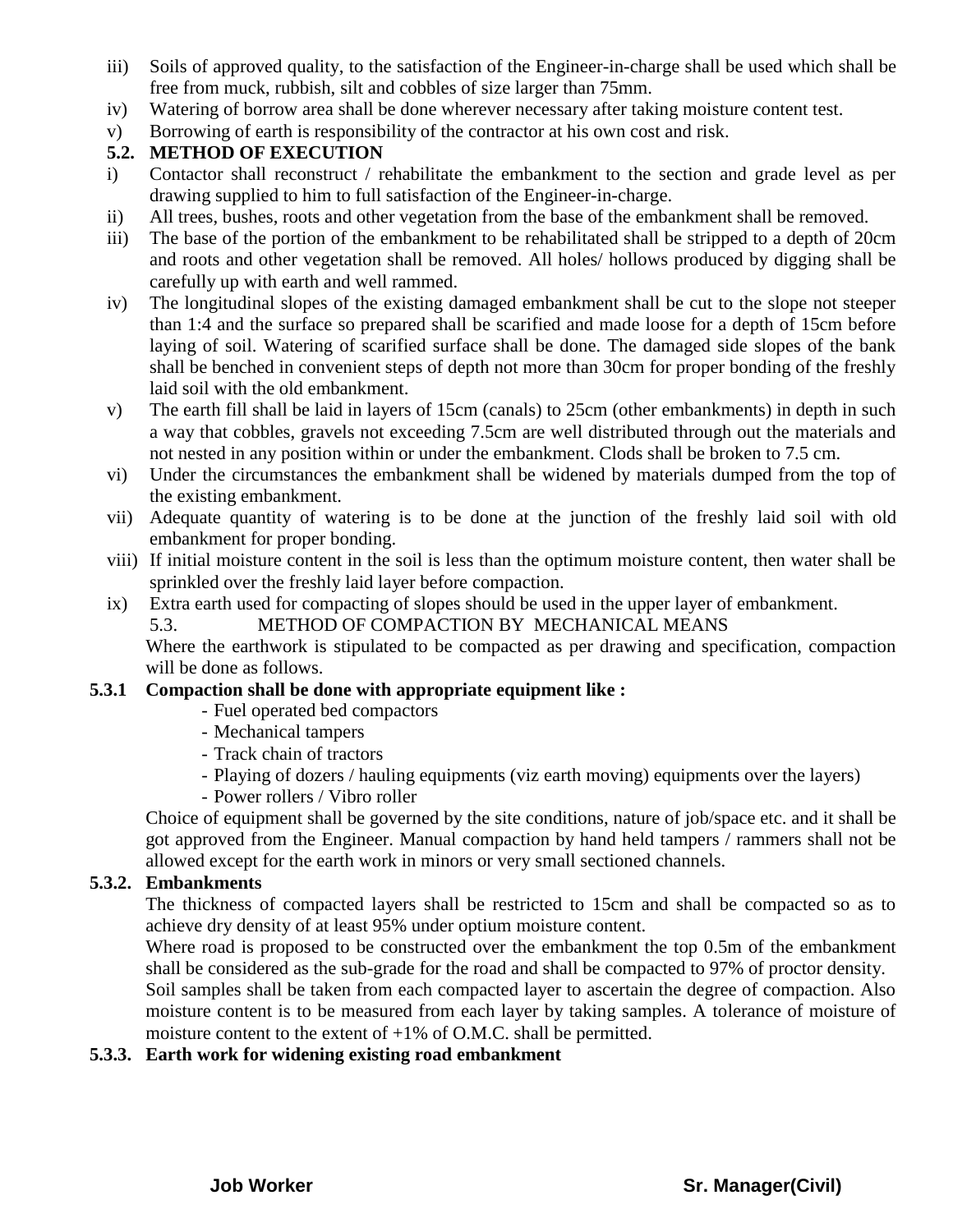iii) Soils of approved quality, to the satisfaction of the Engineer-in-charge shall be used which shall be free from muck, rubbish, silt and cobbles of size larger than 75mm.

iv) Watering of borrow area shall be done wherever necessary after taking moisture content test.

v) Borrowing of earth is responsibility of the contractor at his own cost and risk.

**5.2. METHOD OF EXECUTION**

i) Contactor shall reconstruct / rehabilitate the embankment to the section and grade level as per drawing supplied to him to full satisfaction of the Engineer-in-charge.

ii) All trees, bushes, roots and other vegetation from the base of the embankment shall be removed.

iii) The base of the portion of the embankment to be rehabilitated shall be stripped to a depth of 20cm and roots and other vegetation shall be removed. All holes/ hollows produced by digging shall be carefully up with earth and well rammed.

iv) The longitudinal slopes of the existing damaged embankment shall be cut to the slope not steeper than 1:4 and the surface so prepared shall be scarified and made loose for a depth of 15cm before laying of soil. Watering of scarified surface shall be done. The damaged side slopes of the bank shall be benched in convenient steps of depth not more than 30cm for proper bonding of the freshly laid soil with the old embankment.

v) The earth fill shall be laid in layers of 15cm (canals) to 25cm (other embankments) in depth in such a way that cobbles, gravels not exceeding 7.5cm are well distributed through out the materials and not nested in any position within or under the embankment. Clods shall be broken to 7.5 cm.

vi) Under the circumstances the embankment shall be widened by materials dumped from the top of the existing embankment.

vii) Adequate quantity of watering is to be done at the junction of the freshly laid soil with old embankment for proper bonding.

viii) If initial moisture content in the soil is less than the optimum moisture content, then water shall be sprinkled over the freshly laid layer before compaction.

ix) Extra earth used for compacting of slopes should be used in the upper layer of embankment.

5.3. METHOD OF COMPACTION BY MECHANICAL MEANS

Where the earthwork is stipulated to be compacted as per drawing and specification, compaction will be done as follows.

**5.3.1 Compaction shall be done with appropriate equipment like :**

- Fuel operated bed compactors
- Mechanical tampers
- Track chain of tractors
- Playing of dozers / hauling equipments (viz earth moving) equipments over the layers)
- Power rollers / Vibro roller

Choice of equipment shall be governed by the site conditions, nature of job/space etc. and it shall be got approved from the Engineer. Manual compaction by hand held tampers / rammers shall not be allowed except for the earth work in minors or very small sectioned channels.

**5.3.2. Embankments**

The thickness of compacted layers shall be restricted to 15cm and shall be compacted so as to achieve dry density of at least 95% under optium moisture content.

Where road is proposed to be constructed over the embankment the top 0.5m of the embankment shall be considered as the sub-grade for the road and shall be compacted to 97% of proctor density.

Soil samples shall be taken from each compacted layer to ascertain the degree of compaction. Also moisture content is to be measured from each layer by taking samples. A tolerance of moisture of moisture content to the extent of +1% of O.M.C. shall be permitted.

**5.3.3. Earth work for widening existing road embankment**

**Job Worker** **Sr. Manager(Civil)**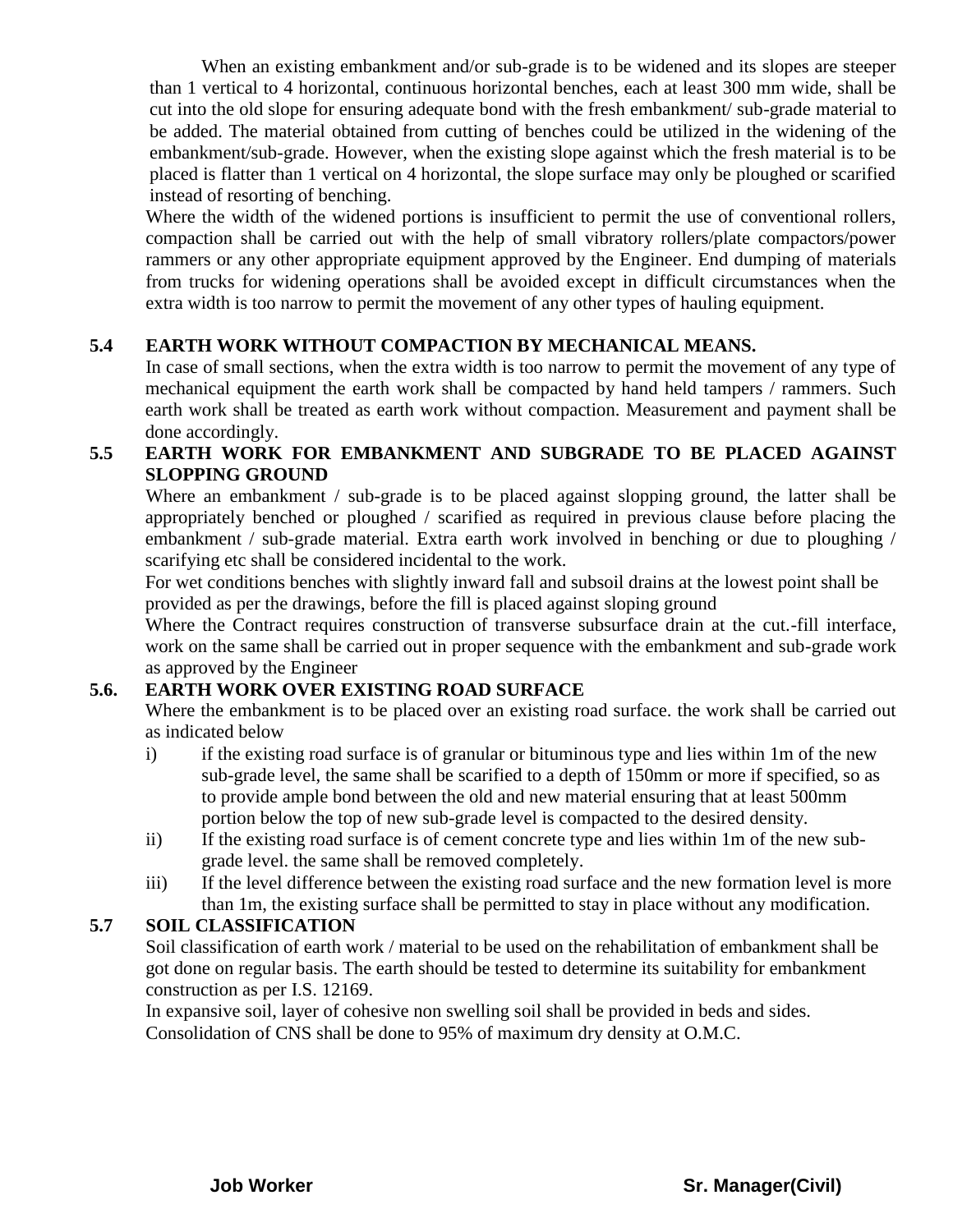When an existing embankment and/or sub-grade is to be widened and its slopes are steeper than 1 vertical to 4 horizontal, continuous horizontal benches, each at least 300 mm wide, shall be cut into the old slope for ensuring adequate bond with the fresh embankment/ sub-grade material to be added. The material obtained from cutting of benches could be utilized in the widening of the embankment/sub-grade. However, when the existing slope against which the fresh material is to be placed is flatter than 1 vertical on 4 horizontal, the slope surface may only be ploughed or scarified instead of resorting of benching.

Where the width of the widened portions is insufficient to permit the use of conventional rollers, compaction shall be carried out with the help of small vibratory rollers/plate compactors/power rammers or any other appropriate equipment approved by the Engineer. End dumping of materials from trucks for widening operations shall be avoided except in difficult circumstances when the extra width is too narrow to permit the movement of any other types of hauling equipment.

### 5.4 EARTH WORK WITHOUT COMPACTION BY MECHANICAL MEANS.

In case of small sections, when the extra width is too narrow to permit the movement of any type of mechanical equipment the earth work shall be compacted by hand held tampers / rammers. Such earth work shall be treated as earth work without compaction. Measurement and payment shall be done accordingly.

### 5.5 EARTH WORK FOR EMBANKMENT AND SUBGRADE TO BE PLACED AGAINST SLOPPING GROUND

Where an embankment / sub-grade is to be placed against slopping ground, the latter shall be appropriately benched or ploughed / scarified as required in previous clause before placing the embankment / sub-grade material. Extra earth work involved in benching or due to ploughing / scarifying etc shall be considered incidental to the work.

For wet conditions benches with slightly inward fall and subsoil drains at the lowest point shall be provided as per the drawings, before the fill is placed against sloping ground

Where the Contract requires construction of transverse subsurface drain at the cut.-fill interface, work on the same shall be carried out in proper sequence with the embankment and sub-grade work as approved by the Engineer

### 5.6. EARTH WORK OVER EXISTING ROAD SURFACE

Where the embankment is to be placed over an existing road surface. the work shall be carried out as indicated below

i) if the existing road surface is of granular or bituminous type and lies within 1m of the new sub-grade level, the same shall be scarified to a depth of 150mm or more if specified, so as to provide ample bond between the old and new material ensuring that at least 500mm portion below the top of new sub-grade level is compacted to the desired density.

ii) If the existing road surface is of cement concrete type and lies within 1m of the new sub-grade level. the same shall be removed completely.

iii) If the level difference between the existing road surface and the new formation level is more than 1m, the existing surface shall be permitted to stay in place without any modification.

### 5.7 SOIL CLASSIFICATION

Soil classification of earth work / material to be used on the rehabilitation of embankment shall be got done on regular basis. The earth should be tested to determine its suitability for embankment construction as per I.S. 12169.

In expansive soil, layer of cohesive non swelling soil shall be provided in beds and sides. Consolidation of CNS shall be done to 95% of maximum dry density at O.M.C.

**Job Worker** **Sr. Manager(Civil)**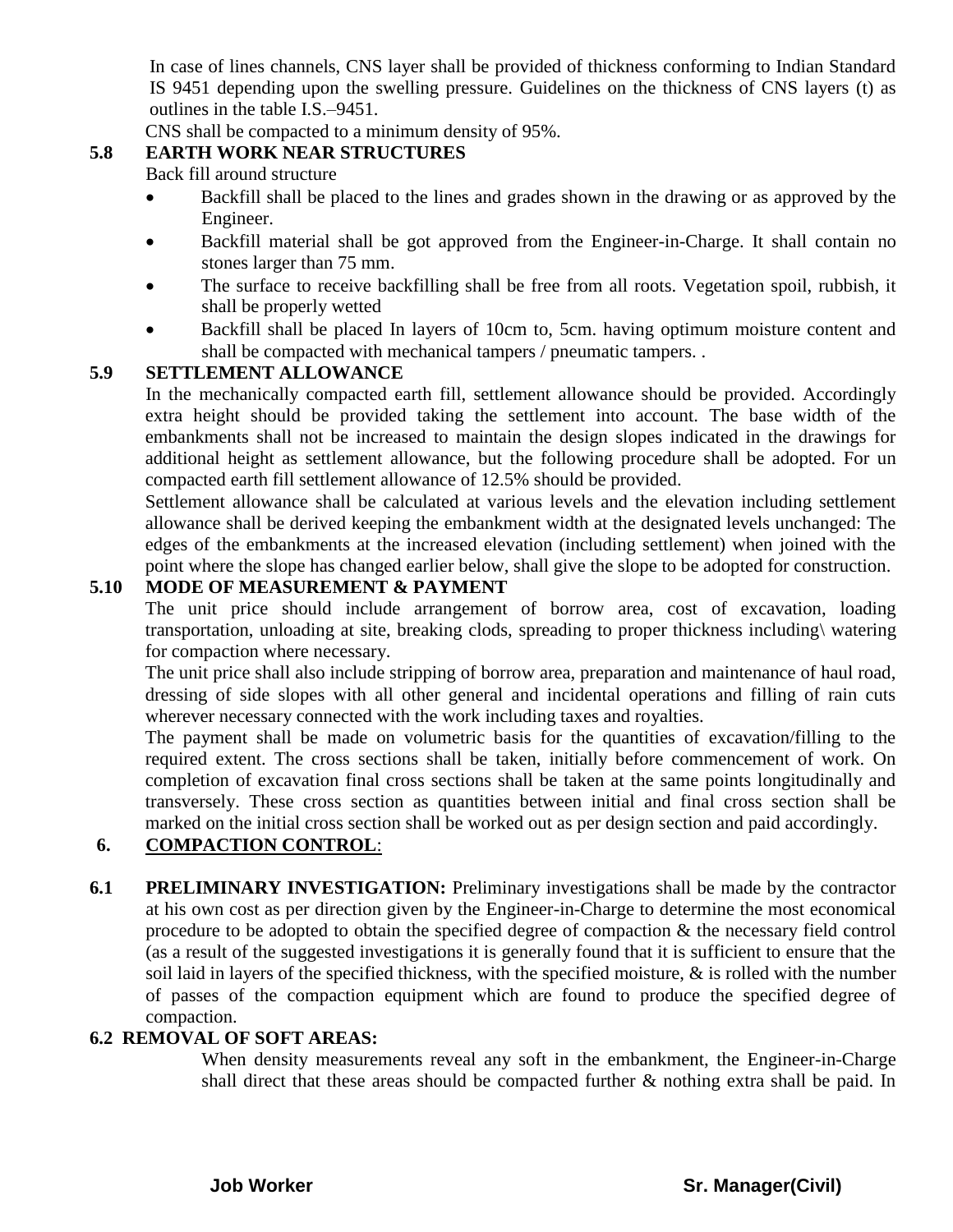In case of lines channels, CNS layer shall be provided of thickness conforming to Indian Standard IS 9451 depending upon the swelling pressure. Guidelines on the thickness of CNS layers (t) as outlines in the table I.S.–9451.

CNS shall be compacted to a minimum density of 95%.

### 5.8 EARTH WORK NEAR STRUCTURES

Back fill around structure

- Backfill shall be placed to the lines and grades shown in the drawing or as approved by the Engineer.
- Backfill material shall be got approved from the Engineer-in-Charge. It shall contain no stones larger than 75 mm.
- The surface to receive backfilling shall be free from all roots. Vegetation spoil, rubbish, it shall be properly wetted
- Backfill shall be placed In layers of 10cm to, 5cm. having optimum moisture content and shall be compacted with mechanical tampers / pneumatic tampers. .

### 5.9 SETTLEMENT ALLOWANCE

In the mechanically compacted earth fill, settlement allowance should be provided. Accordingly extra height should be provided taking the settlement into account. The base width of the embankments shall not be increased to maintain the design slopes indicated in the drawings for additional height as settlement allowance, but the following procedure shall be adopted. For un compacted earth fill settlement allowance of 12.5% should be provided.

Settlement allowance shall be calculated at various levels and the elevation including settlement allowance shall be derived keeping the embankment width at the designated levels unchanged: The edges of the embankments at the increased elevation (including settlement) when joined with the point where the slope has changed earlier below, shall give the slope to be adopted for construction.

### 5.10 MODE OF MEASUREMENT & PAYMENT

The unit price should include arrangement of borrow area, cost of excavation, loading transportation, unloading at site, breaking clods, spreading to proper thickness including\ watering for compaction where necessary.

The unit price shall also include stripping of borrow area, preparation and maintenance of haul road, dressing of side slopes with all other general and incidental operations and filling of rain cuts wherever necessary connected with the work including taxes and royalties.

The payment shall be made on volumetric basis for the quantities of excavation/filling to the required extent. The cross sections shall be taken, initially before commencement of work. On completion of excavation final cross sections shall be taken at the same points longitudinally and transversely. These cross section as quantities between initial and final cross section shall be marked on the initial cross section shall be worked out as per design section and paid accordingly.

## 6. COMPACTION CONTROL:

**6.1 PRELIMINARY INVESTIGATION:** Preliminary investigations shall be made by the contractor at his own cost as per direction given by the Engineer-in-Charge to determine the most economical procedure to be adopted to obtain the specified degree of compaction & the necessary field control (as a result of the suggested investigations it is generally found that it is sufficient to ensure that the soil laid in layers of the specified thickness, with the specified moisture, & is rolled with the number of passes of the compaction equipment which are found to produce the specified degree of compaction.

**6.2 REMOVAL OF SOFT AREAS:**

When density measurements reveal any soft in the embankment, the Engineer-in-Charge shall direct that these areas should be compacted further & nothing extra shall be paid. In

**Job Worker** **Sr. Manager(Civil)**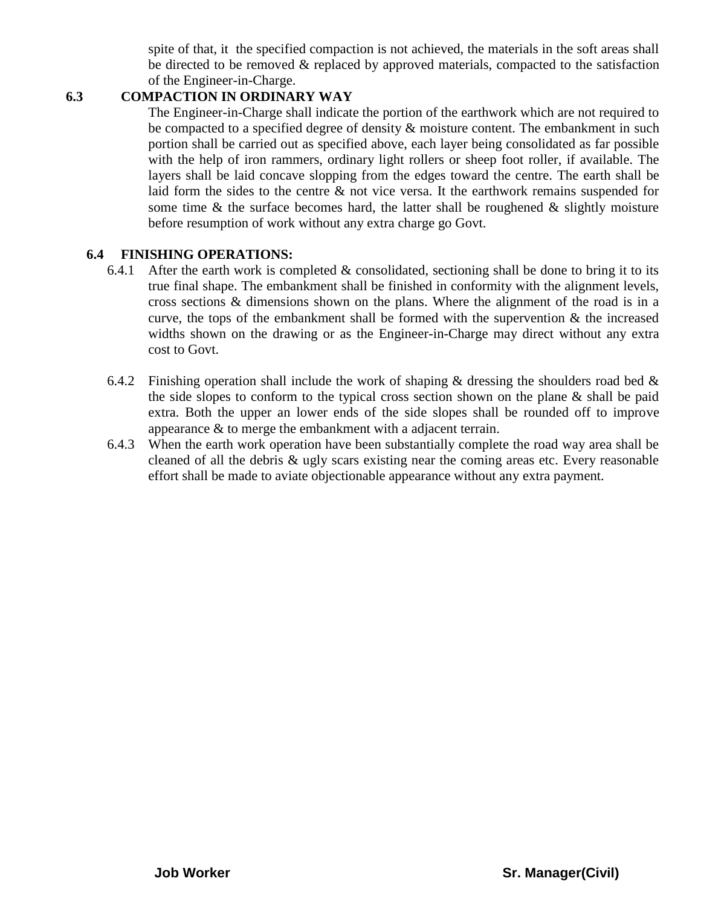spite of that, it the specified compaction is not achieved, the materials in the soft areas shall be directed to be removed & replaced by approved materials, compacted to the satisfaction of the Engineer-in-Charge.

### 6.3 COMPACTION IN ORDINARY WAY

The Engineer-in-Charge shall indicate the portion of the earthwork which are not required to be compacted to a specified degree of density & moisture content. The embankment in such portion shall be carried out as specified above, each layer being consolidated as far possible with the help of iron rammers, ordinary light rollers or sheep foot roller, if available. The layers shall be laid concave slopping from the edges toward the centre. The earth shall be laid form the sides to the centre & not vice versa. It the earthwork remains suspended for some time & the surface becomes hard, the latter shall be roughened & slightly moisture before resumption of work without any extra charge go Govt.

### 6.4 FINISHING OPERATIONS:

6.4.1 After the earth work is completed & consolidated, sectioning shall be done to bring it to its true final shape. The embankment shall be finished in conformity with the alignment levels, cross sections & dimensions shown on the plans. Where the alignment of the road is in a curve, the tops of the embankment shall be formed with the supervention & the increased widths shown on the drawing or as the Engineer-in-Charge may direct without any extra cost to Govt.

6.4.2 Finishing operation shall include the work of shaping & dressing the shoulders road bed & the side slopes to conform to the typical cross section shown on the plane & shall be paid extra. Both the upper an lower ends of the side slopes shall be rounded off to improve appearance & to merge the embankment with a adjacent terrain.

6.4.3 When the earth work operation have been substantially complete the road way area shall be cleaned of all the debris & ugly scars existing near the coming areas etc. Every reasonable effort shall be made to aviate objectionable appearance without any extra payment.

**Job Worker** **Sr. Manager(Civil)**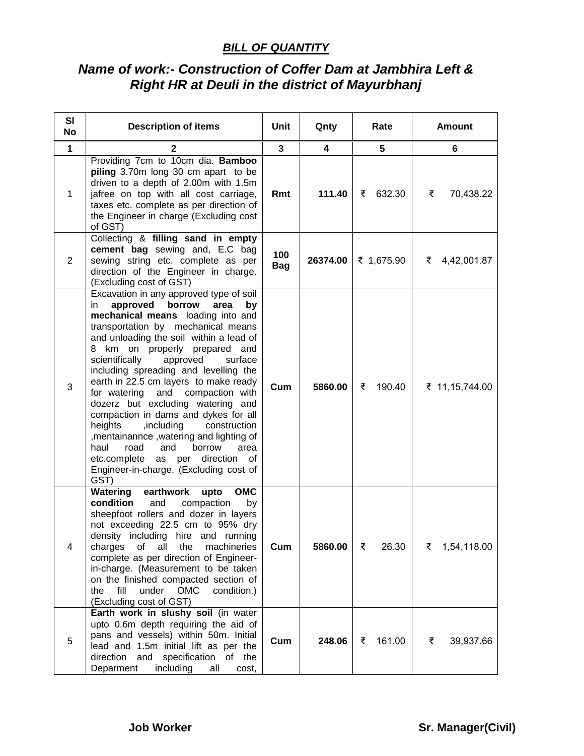**BILL OF QUANTITY**

## *Name of work:- Construction of Coffer Dam at Jambhira Left & Right HR at Deuli in the district of Mayurbhanj*

| Sl No | Description of items | Unit | Qnty | Rate | Amount |
|---|---|---|---|---|---|
| 1 | 2 | 3 | 4 | 5 | 6 |
| 1 | Providing 7cm to 10cm dia. **Bamboo piling** 3.70m long 30 cm apart to be driven to a depth of 2.00m with 1.5m jafree on top with all cost carriage, taxes etc. complete as per direction of the Engineer in charge (Excluding cost of GST) | **Rmt** | **111.40** | ₹ 632.30 | ₹ 70,438.22 |
| 2 | Collecting & **filling sand in empty cement bag** sewing and, E.C bag sewing string etc. complete as per direction of the Engineer in charge. (Excluding cost of GST) | **100 Bag** | **26374.00** | ₹ 1,675.90 | ₹ 4,42,001.87 |
| 3 | Excavation in any approved type of soil in **approved borrow area by mechanical means** loading into and transportation by mechanical means and unloading the soil within a lead of 8 km on properly prepared and scientifically approved surface including spreading and levelling the earth in 22.5 cm layers to make ready for watering and compaction with dozerz but excluding watering and compaction in dams and dykes for all heights ,including construction ,mentainannce ,watering and lighting of haul road and borrow area etc.complete as per direction of Engineer-in-charge. (Excluding cost of GST) | **Cum** | **5860.00** | ₹ 190.40 | ₹ 11,15,744.00 |
| 4 | **Watering earthwork upto OMC condition** and compaction by sheepfoot rollers and dozer in layers not exceeding 22.5 cm to 95% dry density including hire and running charges of all the machineries complete as per direction of Engineer-in-charge. (Measurement to be taken on the finished compacted section of the fill under OMC condition.) (Excluding cost of GST) | **Cum** | **5860.00** | ₹ 26.30 | ₹ 1,54,118.00 |
| 5 | **Earth work in slushy soil** (in water upto 0.6m depth requiring the aid of pans and vessels) within 50m. Initial lead and 1.5m initial lift as per the direction and specification of the Deparment including all cost, | **Cum** | **248.06** | ₹ 161.00 | ₹ 39,937.66 |

**Job Worker** **Sr. Manager(Civil)**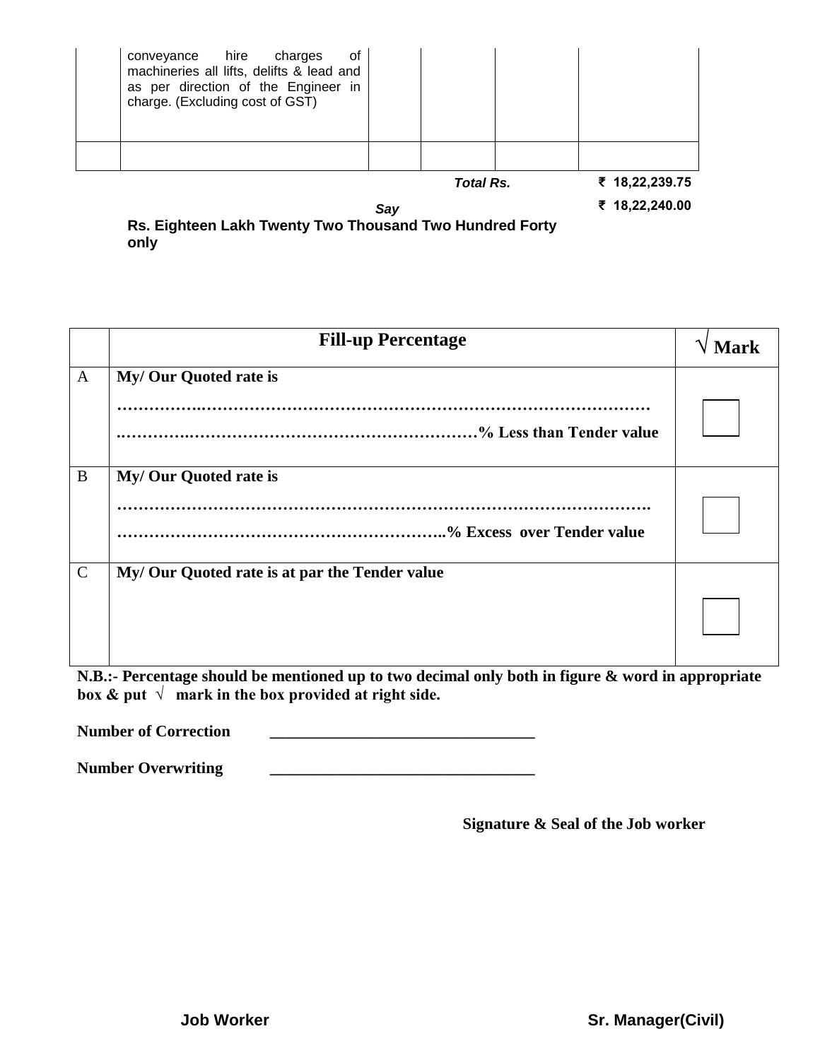| | | | | | |
|---|---|---|---|---|---|
| | conveyance hire charges of machineries all lifts, delifts & lead and as per direction of the Engineer in charge. (Excluding cost of GST) | | | | |
| | | | | | |
| | | | | ***Total Rs.*** | **₹ 18,22,239.75** |
| | | ***Say*** | | | **₹ 18,22,240.00** |

**Rs. Eighteen Lakh Twenty Two Thousand Two Hundred Forty only**

| | Fill-up Percentage | √ Mark |
|---|---|---|
| A | **My/ Our Quoted rate is** …………………………………………………………………………………… ……………………………………………………………% Less than Tender value | ☐ |
| B | **My/ Our Quoted rate is** ……………………………………………………………………………………. …………………………………………………….% Excess over Tender value | ☐ |
| C | **My/ Our Quoted rate is at par the Tender value** | ☐ |

**N.B.:- Percentage should be mentioned up to two decimal only both in figure & word in appropriate box & put √ mark in the box provided at right side.**

**Number of Correction** ________________________________

**Number Overwriting** ________________________________

**Signature & Seal of the Job worker**

**Job Worker** **Sr. Manager(Civil)**